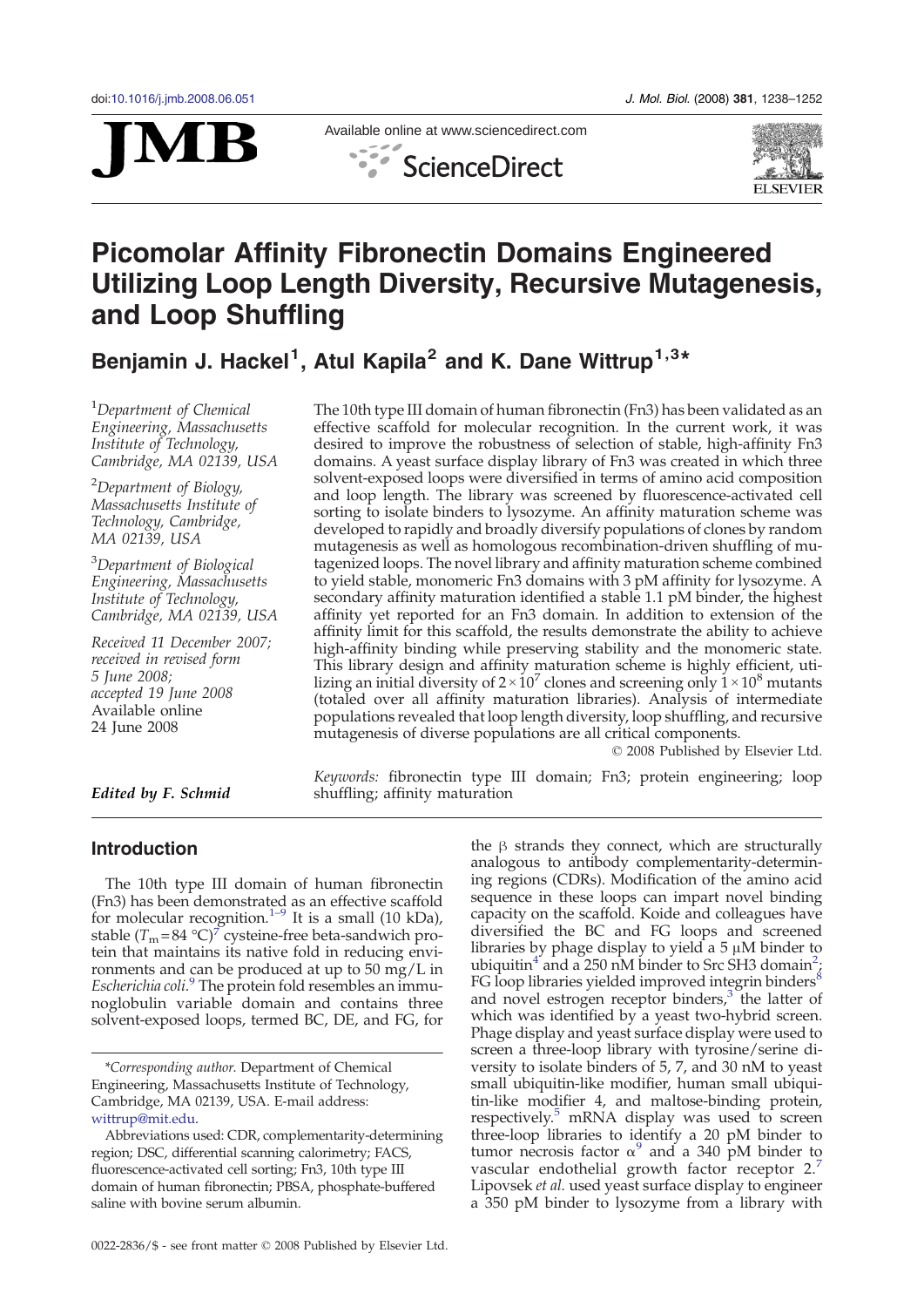doi:10.1016/j.jmb.2008.06.051

Available online at www.sciencedirect.com

# Picomolar Affinity Fibronectin Domains Engineered Utilizing Loop Length Diversity, Recursive Mutagenesis, and Loop Shuffling

**Benjamin J. Hackel[1], Atul Kapila[2] and K. Dane Wittrup[1,3]***

[1]*Department of Chemical Engineering, Massachusetts Institute of Technology, Cambridge, MA 02139, USA*

[2]*Department of Biology, Massachusetts Institute of Technology, Cambridge, MA 02139, USA*

[3]*Department of Biological Engineering, Massachusetts Institute of Technology, Cambridge, MA 02139, USA*

*Received 11 December 2007; received in revised form 5 June 2008; accepted 19 June 2008 Available online 24 June 2008*

*Edited by F. Schmid*

The 10th type III domain of human fibronectin (Fn3) has been validated as an effective scaffold for molecular recognition. In the current work, it was desired to improve the robustness of selection of stable, high-affinity Fn3 domains. A yeast surface display library of Fn3 was created in which three solvent-exposed loops were diversified in terms of amino acid composition and loop length. The library was screened by fluorescence-activated cell sorting to isolate binders to lysozyme. An affinity maturation scheme was developed to rapidly and broadly diversify populations of clones by random mutagenesis as well as homologous recombination-driven shuffling of mutagenized loops. The novel library and affinity maturation scheme combined to yield stable, monomeric Fn3 domains with 3 pM affinity for lysozyme. A secondary affinity maturation identified a stable 1.1 pM binder, the highest affinity yet reported for an Fn3 domain. In addition to extension of the affinity limit for this scaffold, the results demonstrate the ability to achieve high-affinity binding while preserving stability and the monomeric state. This library design and affinity maturation scheme is highly efficient, utilizing an initial diversity of $2\times10^7$ clones and screening only $1\times10^8$ mutants (totaled over all affinity maturation libraries). Analysis of intermediate populations revealed that loop length diversity, loop shuffling, and recursive mutagenesis of diverse populations are all critical components.

© 2008 Published by Elsevier Ltd.

*Keywords:* fibronectin type III domain; Fn3; protein engineering; loop shuffling; affinity maturation

## Introduction

The 10th type III domain of human fibronectin (Fn3) has demonstrated as an effective scaffold for molecular recognition.[1–9] It is a small (10 kDa), stable ($T_m$ = 84 °C)[7] cysteine-free beta-sandwich protein that maintains its native fold in reducing environments and can be produced at up to 50 mg/L in *Escherichia coli*.[9] The protein fold resembles an immunoglobulin variable domain and contains three solvent-exposed loops, termed BC, DE, and FG, for the β strands they connect, which are structurally analogous to antibody complementarity-determining regions (CDRs). Modification of the amino acid sequence in these loops can impart novel binding capacity on the scaffold. Koide and colleagues have diversified the BC and FG loops and screened libraries by phage display to yield a 5 μM binder to ubiquitin[4] and a 250 nM binder to Src SH3 domain[2]; FG loop libraries yielded improved integrin binders[8] and novel estrogen receptor binders,[3] the latter of which was identified by a yeast two-hybrid screen. Phage display and yeast surface display were used to screen a three-loop library with tyrosine/serine diversity to isolate binders of 5, 7, and 30 nM to yeast small ubiquitin-like modifier, human small ubiquitin-like modifier 4, and maltose-binding protein, respectively.[5] mRNA display was used to screen three-loop libraries to identify a 20 pM binder to tumor necrosis factor α[9] and a 340 pM binder to vascular endothelial growth factor receptor 2.[7] Lipovsek *et al.* used yeast surface display to engineer a 350 pM binder to lysozyme from a library with

*Corresponding author. Department of Chemical Engineering, Massachusetts Institute of Technology, Cambridge, MA 02139, USA. E-mail address: wittrup@mit.edu.

Abbreviations used: CDR, complementarity-determining region; DSC, differential scanning calorimetry; FACS, fluorescence-activated cell sorting; Fn3, 10th type III domain of human fibronectin; PBSA, phosphate-buffered saline with bovine serum albumin.

0022-2836/$ - see front matter © 2008 Published by Elsevier Ltd.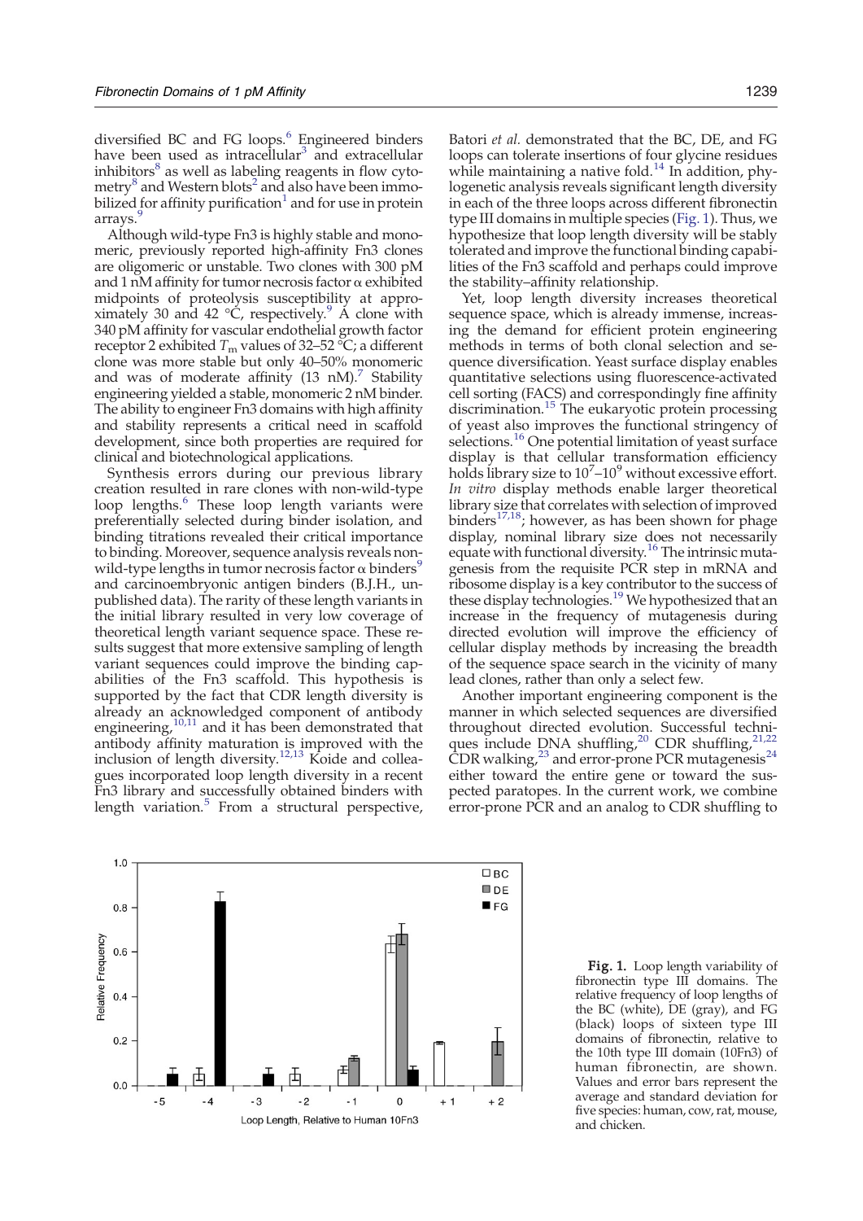diversified BC and FG loops.[6] Engineered binders have been used as intracellular[3] and extracellular inhibitors[8] as well as labeling reagents in flow cytometry[8] and Western blots[2] and also have been immobilized for affinity purification[1] and for use in protein arrays.[9]

Although wild-type Fn3 is highly stable and monomeric, previously reported high-affinity Fn3 clones are oligomeric or unstable. Two clones with 300 pM and 1 nM affinity for tumor necrosis factor α exhibited midpoints of proteolysis susceptibility at approximately 30 and 42 °C, respectively.[9] A clone with 340 pM affinity for vascular endothelial growth factor receptor 2 exhibited $T_m$ values of 32–52 °C; a different clone was more stable but only 40–50% monomeric and was of moderate affinity (13 nM).[7] Stability engineering yielded a stable, monomeric 2 nM binder. The ability to engineer Fn3 domains with high affinity and stability represents a critical need in scaffold development, since both properties are required for clinical and biotechnological applications.

Synthesis errors during our previous library creation resulted in rare clones with non-wild-type loop lengths.[6] These loop length variants were preferentially selected during binder isolation, and binding titrations revealed their critical importance to binding. Moreover, sequence analysis reveals non-wild-type lengths in tumor necrosis factor α binders[9] and carcinoembryonic antigen binders (B.J.H., unpublished data). The rarity of these length variants in the initial library resulted in very low coverage of theoretical length variant sequence space. These results suggest that more extensive sampling of length variant sequences could improve the binding capabilities of the Fn3 scaffold. This hypothesis is supported by the fact that CDR length diversity is already an acknowledged component of antibody engineering,[10,11] and it has been demonstrated that antibody affinity maturation is improved with the inclusion of length diversity.[12,13] Koide and colleagues incorporated loop length diversity in a recent Fn3 library and successfully obtained binders with length variation.[5] From a structural perspective, Batori *et al.* demonstrated that the BC, DE, and FG loops can tolerate insertions of four glycine residues while maintaining a native fold.[14] In addition, phylogenetic analysis reveals significant length diversity in each of the three loops across different fibronectin type III domains in multiple species (Fig. 1). Thus, we hypothesize that loop length diversity will be stably tolerated and improve the functional binding capabilities of the Fn3 scaffold and perhaps could improve the stability–affinity relationship.

Yet, loop length diversity increases theoretical sequence space, which is already immense, increasing the demand for efficient protein engineering methods in terms of both clonal selection and sequence diversification. Yeast surface display enables quantitative selections using fluorescence-activated cell sorting (FACS) and correspondingly fine affinity discrimination.[15] The eukaryotic protein processing of yeast also improves the functional stringency of selections.[16] One potential limitation of yeast surface display is that cellular transformation efficiency holds library size to $10^7$–$10^9$ without excessive effort. *In vitro* display methods enable larger theoretical library size that correlates with selection of improved binders[17,18]; however, as has been shown for phage display, nominal library size does not necessarily equate with functional diversity.[16] The intrinsic mutagenesis from the requisite PCR step in mRNA and ribosome display is a key contributor to the success of these display technologies.[19] We hypothesized that an increase in the frequency of mutagenesis during directed evolution will improve the efficiency of cellular display methods by increasing the breadth of the sequence space search in the vicinity of many lead clones, rather than only a select few.

Another important engineering component is the manner in which selected sequences are diversified throughout directed evolution. Successful techniques include DNA shuffling,[20] CDR shuffling,[21,22] CDR walking,[23] and error-prone PCR mutagenesis[24] either toward the entire gene or toward the suspected paratopes. In the current work, we combine error-prone PCR and an analog to CDR shuffling to

**Fig. 1.** Loop length variability of fibronectin type III domains. The relative frequency of loop lengths of the BC (white), DE (gray), and FG (black) loops of sixteen type III domains of fibronectin, relative to the 10th type III domain (10Fn3) of human fibronectin, are shown. Values and error bars represent the average and standard deviation for five species: human, cow, rat, mouse, and chicken.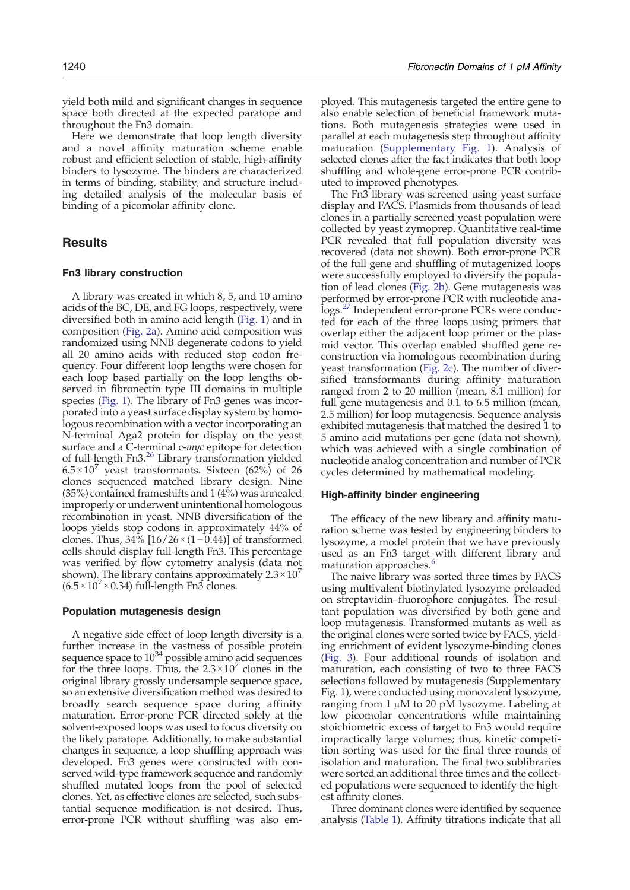yield both mild and significant changes in sequence space both directed at the expected paratope and throughout the Fn3 domain.

Here we demonstrate that loop length diversity and a novel affinity maturation scheme enable robust and efficient selection of stable, high-affinity binders to lysozyme. The binders are characterized in terms of binding, stability, and structure including detailed analysis of the molecular basis of binding of a picomolar affinity clone.

## Results

### Fn3 library construction

A library was created in which 8, 5, and 10 amino acids of the BC, DE, and FG loops, respectively, were diversified both in amino acid length (Fig. 1) and in composition (Fig. 2a). Amino acid composition was randomized using NNB degenerate codons to yield all 20 amino acids with reduced stop codon frequency. Four different loop lengths were chosen for each loop based partially on the loop lengths observed in fibronectin type III domains in multiple species (Fig. 1). The library of Fn3 genes was incorporated into a yeast surface display system by homologous recombination with a vector incorporating an N-terminal Aga2 protein for display on the yeast surface and a C-terminal c-*myc* epitope for detection of full-length Fn3.[26] Library transformation yielded $6.5\times10^7$ yeast transformants. Sixteen (62%) of 26 clones sequenced matched library design. Nine (35%) contained frameshifts and 1 (4%) was annealed improperly or underwent unintentional homologous recombination in yeast. NNB diversification of the loops yields stop codons in approximately 44% of clones. Thus, 34% $[16/26\times(1-0.44)]$ of transformed cells should display full-length Fn3. This percentage was verified by flow cytometry analysis (data not shown). The library contains approximately $2.3\times10^7$ $(6.5\times10^7\times0.34)$ full-length Fn3 clones.

### Population mutagenesis design

A negative side effect of loop length diversity is a further increase in the vastness of possible protein sequence space to $10^{34}$ possible amino acid sequences for the three loops. Thus, the $2.3\times10^7$ clones in the original library grossly undersample sequence space, so an extensive diversification method was desired to broadly search sequence space during affinity maturation. Error-prone PCR directed solely at the solvent-exposed loops was used to focus diversity on the likely paratope. Additionally, to make substantial changes in sequence, a loop shuffling approach was developed. Fn3 genes were constructed with conserved wild-type framework sequence and randomly shuffled mutated loops from the pool of selected clones. Yet, as effective clones are selected, such substantial sequence modification is not desired. Thus, error-prone PCR without shuffling was also employed. This mutagenesis targeted the entire gene to also enable selection of beneficial framework mutations. Both mutagenesis strategies were used in parallel at each mutagenesis step throughout affinity maturation (Supplementary Fig. 1). Analysis of selected clones after the fact indicates that both loop shuffling and whole-gene error-prone PCR contributed to improved phenotypes.

The Fn3 library was screened using yeast surface display and FACS. Plasmids from thousands of lead clones in a partially screened yeast population were collected by yeast zymoprep. Quantitative real-time PCR revealed that full population diversity was recovered (data not shown). Both error-prone PCR of the full gene and shuffling of mutagenized loops were successfully employed to diversify the population of lead clones (Fig. 2b). Gene mutagenesis was performed by error-prone PCR with nucleotide analogs.[27] Independent error-prone PCRs were conducted for each of the three loops using primers that overlap either the adjacent loop primer or the plasmid vector. This overlap enabled shuffled gene reconstruction via homologous recombination during yeast transformation (Fig. 2c). The number of diversified transformants during affinity maturation ranged from 2 to 20 million (mean, 8.1 million) for full gene mutagenesis and 0.1 to 6.5 million (mean, 2.5 million) for loop mutagenesis. Sequence analysis exhibited mutagenesis that matched the desired 1 to 5 amino acid mutations per gene (data not shown), which was achieved with a single combination of nucleotide analog concentration and number of PCR cycles determined by mathematical modeling.

### High-affinity binder engineering

The efficacy of the new library and affinity maturation scheme was tested by engineering binders to lysozyme, a model protein that we have previously used as an Fn3 target with different library and maturation approaches.[6]

The naive library was sorted three times by FACS using multivalent biotinylated lysozyme preloaded on streptavidin–fluorophore conjugates. The resultant population was diversified by both gene and loop mutagenesis. Transformed mutants as well as the original clones were sorted twice by FACS, yielding enrichment of evident lysozyme-binding clones (Fig. 3). Four additional rounds of isolation and maturation, each consisting of two to three FACS selections followed by mutagenesis (Supplementary Fig. 1), were conducted using monovalent lysozyme, ranging from 1 μM to 20 pM lysozyme. Labeling at low picomolar concentrations while maintaining stoichiometric excess of target to Fn3 would require impractically large volumes; thus, kinetic competition sorting was used for the final three rounds of isolation and maturation. The final two sublibraries were sorted an additional three times and the collected populations were sequenced to identify the highest affinity clones.

Three dominant clones were identified by sequence analysis (Table 1). Affinity titrations indicate that all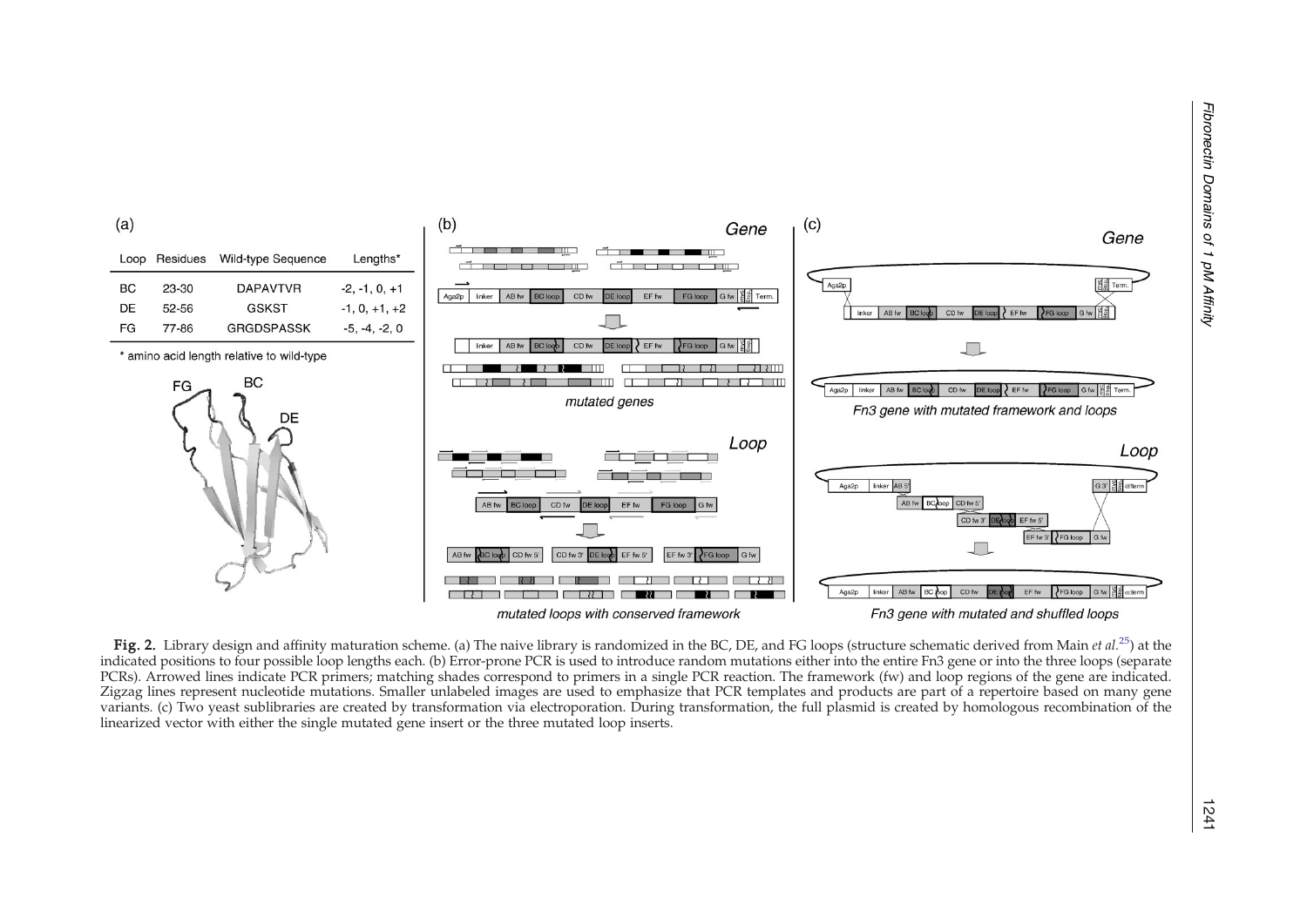(a)

| Loop | Residues | Wild-type Sequence | Lengths* |
|---|---|---|---|
| BC | 23-30 | DAPAVTVR | -2, -1, 0, +1 |
| DE | 52-56 | GSKST | -1, 0, +1, +2 |
| FG | 77-86 | GRGDSPASSK | -5, -4, -2, 0 |

* amino acid length relative to wild-type

**Fig. 2.** Library design and affinity maturation scheme. (a) The naive library is randomized in the BC, DE, and FG loops (structure schematic derived from Main *et al.*[25]) at the indicated positions to four possible loop lengths each. (b) Error-prone PCR is used to introduce random mutations either into the entire Fn3 gene or into the three loops (separate PCRs). Arrowed lines indicate PCR primers; matching shades correspond to primers in a single PCR reaction. The framework (fw) and loop regions of the gene are indicated. Zigzag lines represent nucleotide mutations. Smaller unlabeled images are used to emphasize that PCR templates and products are part of a repertoire based on many gene variants. (c) Two yeast sublibraries are created by transformation via electroporation. During transformation, the full plasmid is created by homologous recombination of the linearized vector with either the single mutated gene insert or the three mutated loop inserts.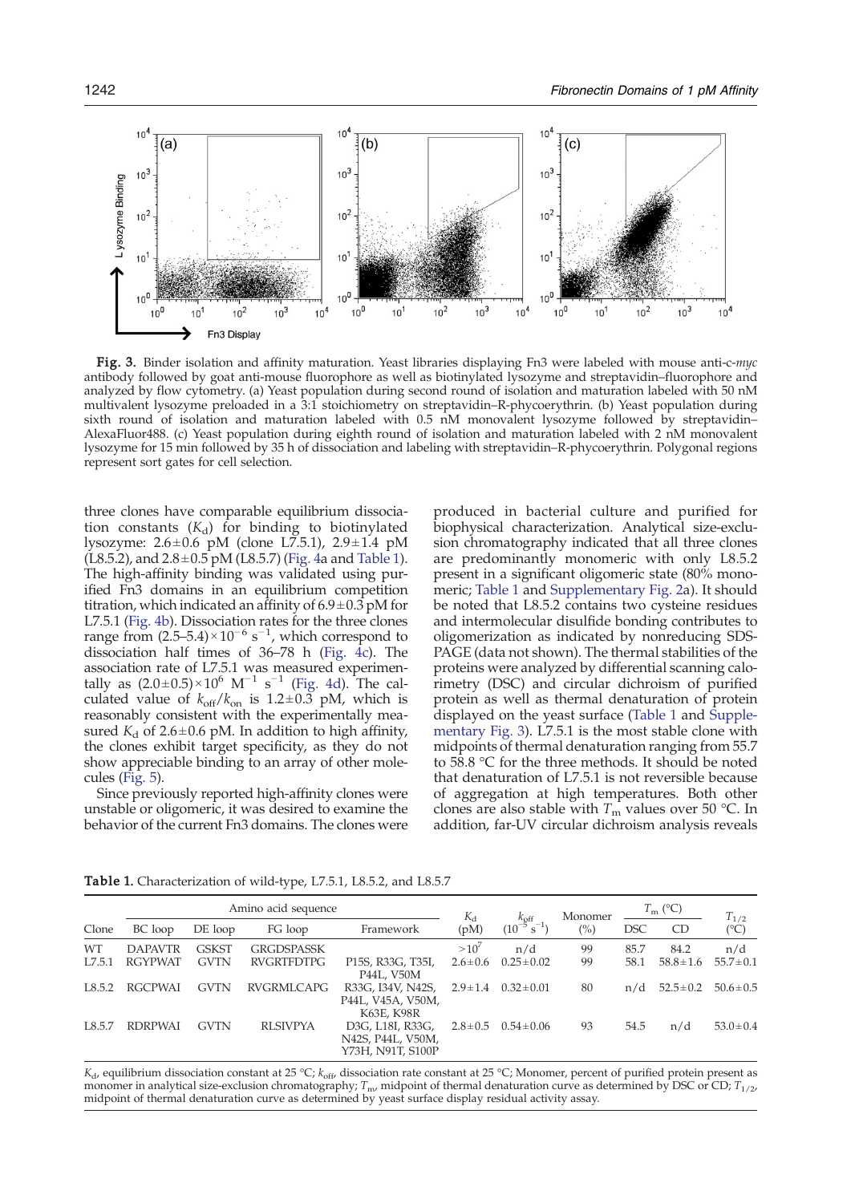**Fig. 3.** Binder isolation and affinity maturation. Yeast libraries displaying Fn3 were labeled with mouse anti-c-*myc* antibody followed by goat anti-mouse fluorophore as well as biotinylated lysozyme and streptavidin–fluorophore and analyzed by flow cytometry. (a) Yeast population during second round of isolation and maturation labeled with 50 nM multivalent lysozyme preloaded in a 3:1 stoichiometry on streptavidin–R-phycoerythrin. (b) Yeast population during sixth round of isolation and maturation labeled with 0.5 nM monovalent lysozyme followed by streptavidin–AlexaFluor488. (c) Yeast population during eighth round of isolation and maturation labeled with 2 nM monovalent lysozyme for 15 min followed by 35 h of dissociation and labeling with streptavidin–R-phycoerythrin. Polygonal regions represent sort gates for cell selection.

three clones have comparable equilibrium dissociation constants ($K_d$) for binding to biotinylated lysozyme: 2.6±0.6 pM (clone L7.5.1), 2.9±1.4 pM (L8.5.2), and 2.8±0.5 pM (L8.5.7) (Fig. 4a and Table 1). The high-affinity binding was validated using purified Fn3 domains in an equilibrium competition titration, which indicated an affinity of 6.9±0.3 pM for L7.5.1 (Fig. 4b). Dissociation rates for the three clones range from $(2.5–5.4)\times10^{-6}$ s$^{-1}$, which correspond to dissociation half times of 36–78 h (Fig. 4c). The association rate of L7.5.1 was measured experimentally as $(2.0\pm0.5)\times10^{6}$ M$^{-1}$ s$^{-1}$ (Fig. 4d). The calculated value of $k_{off}/k_{on}$ is 1.2±0.3 pM, which is reasonably consistent with the experimentally measured $K_d$ of 2.6±0.6 pM. In addition to high affinity, the clones exhibit target specificity, as they do not show appreciable binding to an array of other molecules (Fig. 5).

Since previously reported high-affinity clones were unstable or oligomeric, it was desired to examine the behavior of the current Fn3 domains. The clones were produced in bacterial culture and purified for biophysical characterization. Analytical size-exclusion chromatography indicated that all three clones are predominantly monomeric with only L8.5.2 present in a significant oligomeric state (80% monomeric; Table 1 and Supplementary Fig. 2a). It should be noted that L8.5.2 contains two cysteine residues and intermolecular disulfide bonding contributes to oligomerization as indicated by nonreducing SDS-PAGE (data not shown). The thermal stabilities of the proteins were analyzed by differential scanning calorimetry (DSC) and circular dichroism of purified protein as well as thermal denaturation of protein displayed on the yeast surface (Table 1 and Supplementary Fig. 3). L7.5.1 is the most stable clone with midpoints of thermal denaturation ranging from 55.7 to 58.8 °C for the three methods. It should be noted that denaturation of L7.5.1 is not reversible because of aggregation at high temperatures. Both other clones are also stable with $T_m$ values over 50 °C. In addition, far-UV circular dichroism analysis reveals

**Table 1.** Characterization of wild-type, L7.5.1, L8.5.2, and L8.5.7

| Clone | Amino acid sequence | | | | $K_d$ (pM) | $k_{off}$ ($10^{-5}$ s$^{-1}$) | Monomer (%) | $T_m$ (°C) | | $T_{1/2}$ (°C) |
|---|---|---|---|---|---|---|---|---|---|---|
| | BC loop | DE loop | FG loop | Framework | | | | DSC | CD | |
| WT | DAPAVTR | GSKST | GRGDSPASSK | | >$10^7$ | n/d | 99 | 85.7 | 84.2 | n/d |
| L7.5.1 | RGYPWAT | GVTN | RVGRTFDTPG | P15S, R33G, T35I, P44L, V50M | 2.6±0.6 | 0.25±0.02 | 99 | 58.1 | 58.8±1.6 | 55.7±0.1 |
| L8.5.2 | RGCPWAI | GVTN | RVGRMLCAPG | R33G, I34V, N42S, P44L, V45A, V50M, K63E, K98R | 2.9±1.4 | 0.32±0.01 | 80 | n/d | 52.5±0.2 | 50.6±0.5 |
| L8.5.7 | RDRPWAI | GVTN | RLSIVPYA | D3G, L18I, R33G, N42S, P44L, V50M, Y73H, N91T, S100P | 2.8±0.5 | 0.54±0.06 | 93 | 54.5 | n/d | 53.0±0.4 |

$K_d$, equilibrium dissociation constant at 25 °C; $k_{off}$, dissociation rate constant at 25 °C; Monomer, percent of purified protein present as monomer in analytical size-exclusion chromatography; $T_m$, midpoint of thermal denaturation curve as determined by DSC or CD; $T_{1/2}$, midpoint of thermal denaturation curve as determined by yeast surface display residual activity assay.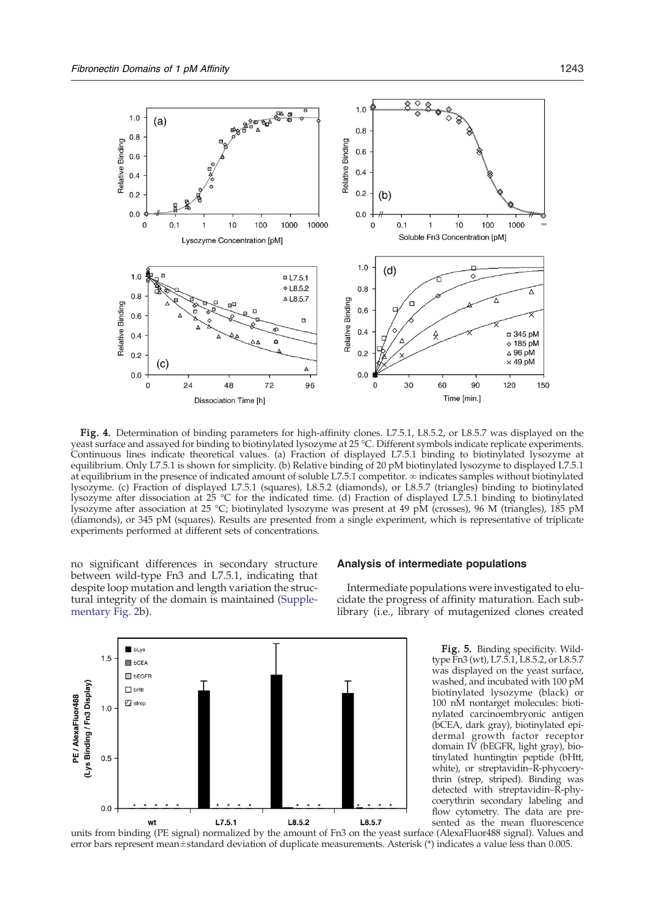**Fig. 4.** Determination of binding parameters for high-affinity clones. L7.5.1, L8.5.2, or L8.5.7 was displayed on the yeast surface and assayed for binding to biotinylated lysozyme at 25 °C. Different symbols indicate replicate experiments. Continuous lines indicate theoretical values. (a) Fraction of displayed L7.5.1 binding to biotinylated lysozyme at equilibrium. Only L7.5.1 is shown for simplicity. (b) Relative binding of 20 pM biotinylated lysozyme to displayed L7.5.1 at equilibrium in the presence of indicated amount of soluble L7.5.1 competitor. ∞ indicates samples without biotinylated lysozyme. (c) Fraction of displayed L7.5.1 (squares), L8.5.2 (diamonds), or L8.5.7 (triangles) binding to biotinylated lysozyme after dissociation at 25 °C for the indicated time. (d) Fraction of displayed L7.5.1 binding to biotinylated lysozyme after association at 25 °C; biotinylated lysozyme was present at 49 pM (crosses), 96 M (triangles), 185 pM (diamonds), or 345 pM (squares). Results are presented from a single experiment, which is representative of triplicate experiments performed at different sets of concentrations.

no significant differences in secondary structure between wild-type Fn3 and L7.5.1, indicating that despite loop mutation and length variation the structural integrity of the domain is maintained (Supplementary Fig. 2b).

## Analysis of intermediate populations

Intermediate populations were investigated to elucidate the progress of affinity maturation. Each sublibrary (i.e., library of mutagenized clones created

**Fig. 5.** Binding specificity. Wild-type Fn3 (wt), L7.5.1, L8.5.2, or L8.5.7 was displayed on the yeast surface, washed, and incubated with 100 pM biotinylated lysozyme (black) or 100 nM nontarget molecules: biotinylated carcinoembryonic antigen (bCEA, dark gray), biotinylated epidermal growth factor receptor domain IV (bEGFR, light gray), biotinylated huntingtin peptide (bHtt, white), or streptavidin–R-phycoerythrin (strep, striped). Binding was detected with streptavidin–R-phycoerythrin secondary labeling and flow cytometry. The data are presented as the mean fluorescence units from binding (PE signal) normalized by the amount of Fn3 on the yeast surface (AlexaFluor488 signal). Values and error bars represent mean±standard deviation of duplicate measurements. Asterisk (*) indicates a value less than 0.005.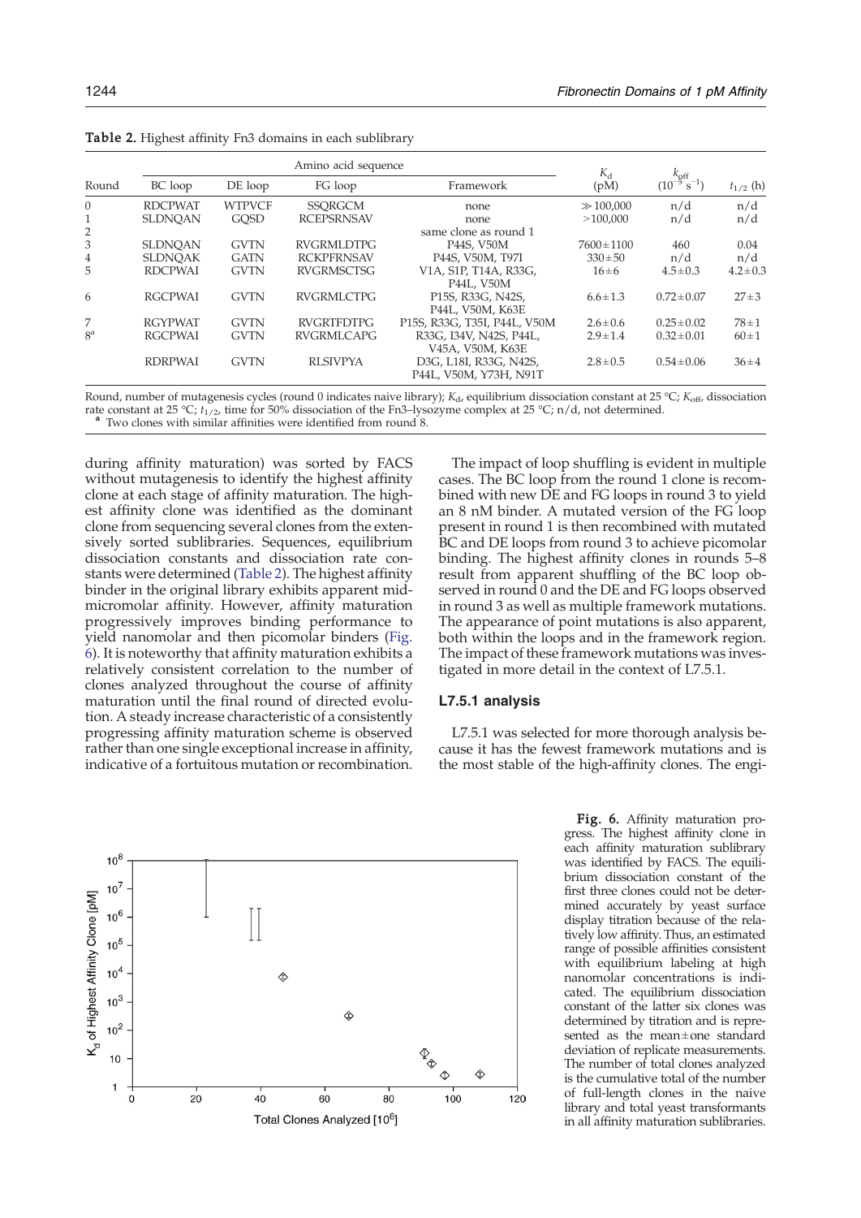**Table 2.** Highest affinity Fn3 domains in each sublibrary

| Round | Amino acid sequence | | | | $K_d$ (pM) | $k_{off}$ ($10^{-5}$ s$^{-1}$) | $t_{1/2}$ (h) |
|---|---|---|---|---|---|---|---|
| | BC loop | DE loop | FG loop | Framework | | | |
| 0 | RDCPWAT | WTPVCF | SSQRGCM | none | ≫100,000 | n/d | n/d |
| 1 | SLDNQAN | GQSD | RCEPSRNSAV | none | >100,000 | n/d | n/d |
| 2 | | | | same clone as round 1 | | | |
| 3 | SLDNQAN | GVTN | RVGRMLDTPG | P44S, V50M | 7600±1100 | 460 | 0.04 |
| 4 | SLDNQAK | GATN | RCKPFRNSAV | P44S, V50M, T97I | 330±50 | n/d | n/d |
| 5 | RDCPWAI | GVTN | RVGRMSCTSG | V1A, S1P, T14A, R33G, P44L, V50M | 16±6 | 4.5±0.3 | 4.2±0.3 |
| 6 | RGCPWAI | GVTN | RVGRMLCTPG | P15S, R33G, N42S, P44L, V50M, K63E | 6.6±1.3 | 0.72±0.07 | 27±3 |
| 7 | RGYPWAT | GVTN | RVGRTFDTPG | P15S, R33G, T35I, P44L, V50M | 2.6±0.6 | 0.25±0.02 | 78±1 |
| 8[a] | RGCPWAI | GVTN | RVGRMLCAPG | R33G, I34V, N42S, P44L, V45A, V50M, K63E | 2.9±1.4 | 0.32±0.01 | 60±1 |
| | RDRPWAI | GVTN | RLSIVPYA | D3G, L18I, R33G, N42S, P44L, V50M, Y73H, N91T | 2.8±0.5 | 0.54±0.06 | 36±4 |

Round, number of mutagenesis cycles (round 0 indicates naive library); $K_d$, equilibrium dissociation constant at 25 °C; $K_{off}$, dissociation rate constant at 25 °C; $t_{1/2}$, time for 50% dissociation of the Fn3–lysozyme complex at 25 °C; n/d, not determined.
[a] Two clones with similar affinities were identified from round 8.

during affinity maturation) was sorted by FACS without mutagenesis to identify the highest affinity clone at each stage of affinity maturation. The highest affinity clone was identified as the dominant clone from sequencing several clones from the extensively sorted sublibraries. Sequences, equilibrium dissociation constants and dissociation rate constants were determined (Table 2). The highest affinity binder in the original library exhibits apparent mid-micromolar affinity. However, affinity maturation progressively improves binding performance to yield nanomolar and then picomolar binders (Fig. 6). It is noteworthy that affinity maturation exhibits a relatively consistent correlation to the number of clones analyzed throughout the course of affinity maturation until the final round of directed evolution. A steady increase characteristic of a consistently progressing affinity maturation scheme is observed rather than one single exceptional increase in affinity, indicative of a fortuitous mutation or recombination.

The impact of loop shuffling is evident in multiple cases. The BC loop from the round 1 clone is recombined with new DE and FG loops in round 3 to yield an 8 nM binder. A mutated version of the FG loop present in round 1 is then recombined with mutated BC and DE loops from round 3 to achieve picomolar binding. The highest affinity clones in rounds 5–8 result from apparent shuffling of the BC loop observed in round 0 and the DE and FG loops observed in round 3 as well as multiple framework mutations. The appearance of point mutations is also apparent, both within the loops and in the framework region. The impact of these framework mutations was investigated in more detail in the context of L7.5.1.

### L7.5.1 analysis

L7.5.1 was selected for more thorough analysis because it has the fewest framework mutations and is the most stable of the high-affinity clones. The engi-

**Fig. 6.** Affinity maturation progress. The highest affinity clone in each affinity maturation sublibrary was identified by FACS. The equilibrium dissociation constant of the first three clones could not be determined accurately by yeast surface display titration because of the relatively low affinity. Thus, an estimated range of possible affinities consistent with equilibrium labeling at high nanomolar concentrations is indicated. The equilibrium dissociation constant of the latter six clones was determined by titration and is represented as the mean±one standard deviation of replicate measurements. The number of total clones analyzed is the cumulative total of the number of full-length clones in the naive library and total yeast transformants in all affinity maturation sublibraries.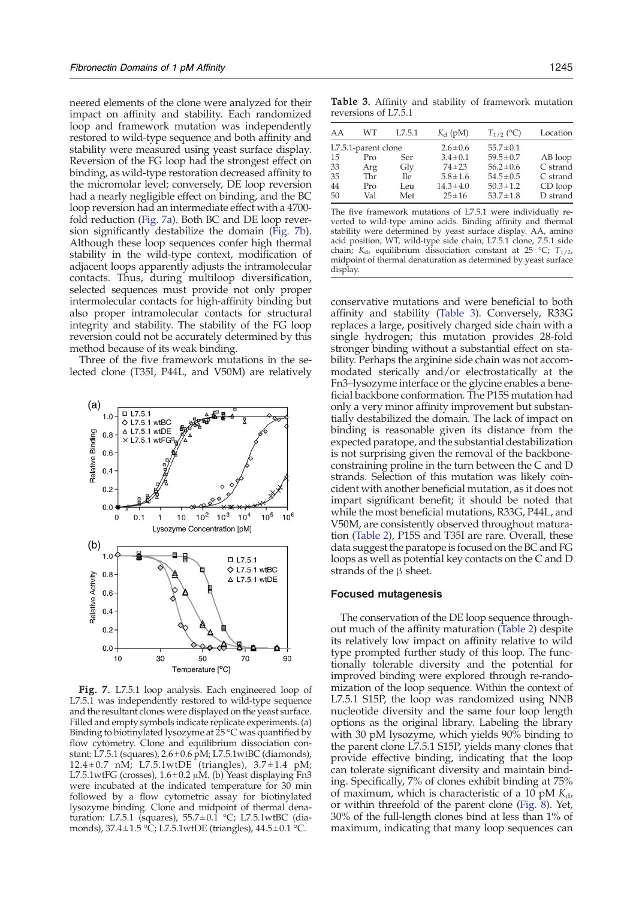neered elements of the clone were analyzed for their impact on affinity and stability. Each randomized loop and framework mutation was independently restored to wild-type sequence and both affinity and stability were measured using yeast surface display. Reversion of the FG loop had the strongest effect on binding, as wild-type restoration decreased affinity to the micromolar level; conversely, DE loop reversion had a nearly negligible effect on binding, and the BC loop reversion had an intermediate effect with a 4700-fold reduction (Fig. 7a). Both BC and DE loop reversion significantly destabilize the domain (Fig. 7b). Although these loop sequences confer high thermal stability in the wild-type context, modification of adjacent loops apparently adjusts the intramolecular contacts. Thus, during multiloop diversification, selected sequences must provide not only proper intermolecular contacts for high-affinity binding but also proper intramolecular contacts for structural integrity and stability. The stability of the FG loop reversion could not be accurately determined by this method because of its weak binding.

Three of the five framework mutations in the selected clone (T35I, P44L, and V50M) are relatively conservative mutations and were beneficial to both affinity and stability (Table 3). Conversely, R33G replaces a large, positively charged side chain with a single hydrogen; this mutation provides 28-fold stronger binding without a substantial effect on stability. Perhaps the arginine side chain was not accommodated sterically and/or electrostatically at the Fn3–lysozyme interface or the glycine enables a beneficial backbone conformation. The P15S mutation had only a very minor affinity improvement but substantially destabilized the domain. The lack of impact on binding is reasonable given its distance from the expected paratope, and the substantial destabilization is not surprising given the removal of the backbone-constraining proline in the turn between the C and D strands. Selection of this mutation was likely coincident with another beneficial mutation, as it does not impart significant benefit; it should be noted that while the most beneficial mutations, R33G, P44L, and V50M, are consistently observed throughout maturation (Table 2), P15S and T35I are rare. Overall, these data suggest the paratope is focused on the BC and FG loops as well as potential key contacts on the C and D strands of the β sheet.

**Table 3.** Affinity and stability of framework mutation reversions of L7.5.1

| AA | WT | L7.5.1 | $K_d$ (pM) | $T_{1/2}$ (°C) | Location |
|---|---|---|---|---|---|
| L7.5.1-parent clone | | | 2.6±0.6 | 55.7±0.1 | |
| 15 | Pro | Ser | 3.4±0.1 | 59.5±0.7 | AB loop |
| 33 | Arg | Gly | 74±23 | 56.2±0.6 | C strand |
| 35 | Thr | Ile | 5.8±1.6 | 54.5±0.5 | C strand |
| 44 | Pro | Leu | 14.3±4.0 | 50.3±1.2 | CD loop |
| 50 | Val | Met | 25±16 | 53.7±1.8 | D strand |

The five framework mutations of L7.5.1 were individually reverted to wild-type amino acids. Binding affinity and thermal stability were determined by yeast surface display. AA, amino acid position; WT, wild-type side chain; L7.5.1 clone, 7.5.1 side chain; $K_d$, equilibrium dissociation constant at 25 °C; $T_{1/2}$, midpoint of thermal denaturation as determined by yeast surface display.

**Fig. 7.** L7.5.1 loop analysis. Each engineered loop of L7.5.1 was independently restored to wild-type sequence and the resultant clones were displayed on the yeast surface. Filled and empty symbols indicate replicate experiments. (a) Binding to biotinylated lysozyme at 25 °C was quantified by flow cytometry. Clone and equilibrium dissociation constant: L7.5.1 (squares), 2.6±0.6 pM; L7.5.1wtBC (diamonds), 12.4±0.7 nM; L7.5.1wtDE (triangles), 3.7±1.4 pM; L7.5.1wtFG (crosses), 1.6±0.2 μM. (b) Yeast displaying Fn3 were incubated at the indicated temperature for 30 min followed by a flow cytometric assay for biotinylated lysozyme binding. Clone and midpoint of thermal denaturation: L7.5.1 (squares), 55.7±0.1 °C; L7.5.1wtBC (diamonds), 37.4±1.5 °C; L7.5.1wtDE (triangles), 44.5±0.1 °C.

### Focused mutagenesis

The conservation of the DE loop sequence throughout much of the affinity maturation (Table 2) despite its relatively low impact on affinity relative to wild type prompted further study of this loop. The functionally tolerable diversity and the potential for improved binding were explored through re-randomization of the loop sequence. Within the context of L7.5.1 S15P, the loop was randomized using NNB nucleotide diversity and the same four loop length options as the original library. Labeling the library with 30 pM lysozyme, which yields 90% binding to the parent clone L7.5.1 S15P, yields many clones that provide effective binding, indicating that the loop can tolerate significant diversity and maintain binding. Specifically, 7% of clones exhibit binding at 75% of maximum, which is characteristic of a 10 pM $K_d$, or within threefold of the parent clone (Fig. 8). Yet, 30% of the full-length clones bind at less than 1% of maximum, indicating that many loop sequences can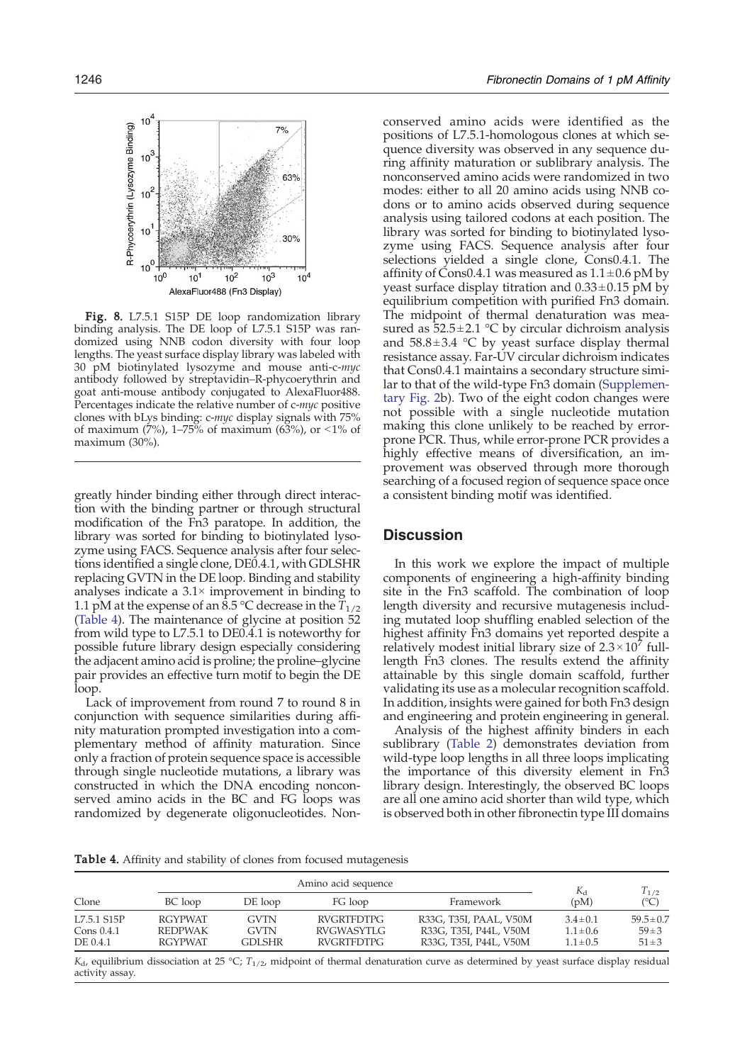Fig. 8. L7.5.1 S15P DE loop randomization library binding analysis. The DE loop of L7.5.1 S15P was randomized using NNB codon diversity with four loop lengths. The yeast surface display library was labeled with 30 pM biotinylated lysozyme and mouse anti-c-*myc* antibody followed by streptavidin–R-phycoerythrin and goat anti-mouse antibody conjugated to AlexaFluor488. Percentages indicate the relative number of c-*myc* positive clones with bLys binding: c-*myc* display signals with 75% of maximum (7%), 1–75% of maximum (63%), or <1% of maximum (30%).

greatly hinder binding either through direct interaction with the binding partner or through structural modification of the Fn3 paratope. In addition, the library was sorted for binding to biotinylated lysozyme using FACS. Sequence analysis after four selections identified a single clone, DE0.4.1, with GDLSHR replacing GVTN in the DE loop. Binding and stability analyses indicate a 3.1× improvement in binding to 1.1 pM at the expense of an 8.5 °C decrease in the $T_{1/2}$ (Table 4). The maintenance of glycine at position 52 from wild type to L7.5.1 to DE0.4.1 is noteworthy for possible future library design especially considering the adjacent amino acid is proline; the proline–glycine pair provides an effective turn motif to begin the DE loop.

Lack of improvement from round 7 to round 8 in conjunction with sequence similarities during affinity maturation prompted investigation into a complementary method of affinity maturation. Since only a fraction of protein sequence space is accessible through single nucleotide mutations, a library was constructed in which the DNA encoding nonconserved amino acids in the BC and FG loops was randomized by degenerate oligonucleotides. Nonconserved amino acids were identified as the positions of L7.5.1-homologous clones at which sequence diversity was observed in any sequence during affinity maturation or sublibrary analysis. The nonconserved amino acids were randomized in two modes: either to all 20 amino acids using NNB codons or to amino acids observed during sequence analysis using tailored codons at each position. The library was sorted for binding to biotinylated lysozyme using FACS. Sequence analysis after four selections yielded a single clone, Cons0.4.1. The affinity of Cons0.4.1 was measured as 1.1±0.6 pM by yeast surface display titration and 0.33±0.15 pM by equilibrium competition with purified Fn3 domain. The midpoint of thermal denaturation was measured as 52.5±2.1 °C by circular dichroism analysis and 58.8±3.4 °C by yeast surface display thermal resistance assay. Far-UV circular dichroism indicates that Cons0.4.1 maintains a secondary structure similar to that of the wild-type Fn3 domain (Supplementary Fig. 2b). Two of the eight codon changes were not possible with a single nucleotide mutation making this clone unlikely to be reached by error-prone PCR. Thus, while error-prone PCR provides a highly effective means of diversification, an improvement was observed through more thorough searching of a focused region of sequence space once a consistent binding motif was identified.

## Discussion

In this work we explore the impact of multiple components of engineering a high-affinity binding site in the Fn3 scaffold. The combination of loop length diversity and recursive mutagenesis including mutated loop shuffling enabled selection of the highest affinity Fn3 domains yet reported despite a relatively modest initial library size of $2.3\times10^7$ full-length Fn3 clones. The results extend the affinity attainable by this single domain scaffold, further validating its use as a molecular recognition scaffold. In addition, insights were gained for both Fn3 design and engineering and protein engineering in general.

Analysis of the highest affinity binders in each sublibrary (Table 2) demonstrates deviation from wild-type loop lengths in all three loops implicating the importance of this diversity element in Fn3 library design. Interestingly, the observed BC loops are all one amino acid shorter than wild type, which is observed both in other fibronectin type III domains

**Table 4.** Affinity and stability of clones from focused mutagenesis

| Clone | Amino acid sequence | | | | $K_d$ (pM) | $T_{1/2}$ (°C) |
|---|---|---|---|---|---|---|
| | BC loop | DE loop | FG loop | Framework | | |
| L7.5.1 S15P | RGYPWAT | GVTN | RVGRTFDTPG | R33G, T35I, PAAL, V50M | 3.4±0.1 | 59.5±0.7 |
| Cons 0.4.1 | REDPWAK | GVTN | RVGWASYTLG | R33G, T35I, P44L, V50M | 1.1±0.6 | 59±3 |
| DE 0.4.1 | RGYPWAT | GDLSHR | RVGRTFDTPG | R33G, T35I, P44L, V50M | 1.1±0.5 | 51±3 |

$K_d$, equilibrium dissociation at 25 °C; $T_{1/2}$, midpoint of thermal denaturation curve as determined by yeast surface display residual activity assay.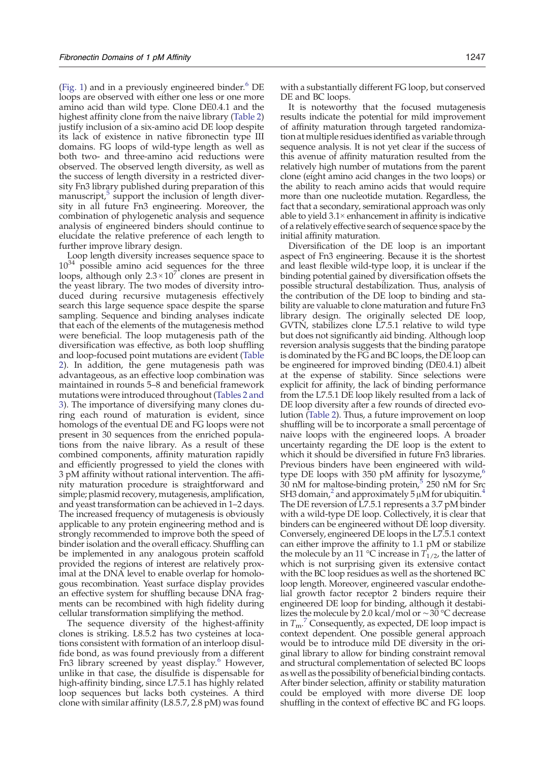(Fig. 1) and in a previously engineered binder.[6] DE loops are observed with either one less or one more amino acid than wild type. Clone DE0.4.1 and the highest affinity clone from the naive library (Table 2) justify inclusion of a six-amino acid DE loop despite its lack of existence in native fibronectin type III domains. FG loops of wild-type length as well as both two- and three-amino acid reductions were observed. The observed length diversity, as well as the success of length diversity in a restricted diversity Fn3 library published during preparation of this manuscript,[5] support the inclusion of length diversity in all future Fn3 engineering. Moreover, the combination of phylogenetic analysis and sequence analysis of engineered binders should continue to elucidate the relative preference of each length to further improve library design.

Loop length diversity increases sequence space to $10^{34}$ possible amino acid sequences for the three loops, although only $2.3\times10^{7}$ clones are present in the yeast library. The two modes of diversity introduced during recursive mutagenesis effectively search this large sequence space despite the sparse sampling. Sequence and binding analyses indicate that each of the elements of the mutagenesis method were beneficial. The loop mutagenesis path of the diversification was effective, as both loop shuffling and loop-focused point mutations are evident (Table 2). In addition, the gene mutagenesis path was advantageous, as an effective loop combination was maintained in rounds 5–8 and beneficial framework mutations were introduced throughout (Tables 2 and 3). The importance of diversifying many clones during each round of maturation is evident, since homologs of the eventual DE and FG loops were not present in 30 sequences from the enriched populations from the naive library. As a result of these combined components, affinity maturation rapidly and efficiently progressed to yield the clones with 3 pM affinity without rational intervention. The affinity maturation procedure is straightforward and simple; plasmid recovery, mutagenesis, amplification, and yeast transformation can be achieved in 1–2 days. The increased frequency of mutagenesis is obviously applicable to any protein engineering method and is strongly recommended to improve both the speed of binder isolation and the overall efficacy. Shuffling can be implemented in any analogous protein scaffold provided the regions of interest are relatively proximal at the DNA level to enable overlap for homologous recombination. Yeast surface display provides an effective system for shuffling because DNA fragments can be recombined with high fidelity during cellular transformation simplifying the method.

The sequence diversity of the highest-affinity clones is striking. L8.5.2 has two cysteines at locations consistent with formation of an interloop disulfide bond, as was found previously from a different Fn3 library screened by yeast display.[6] However, unlike in that case, the disulfide is dispensable for high-affinity binding, since L7.5.1 has highly related loop sequences but lacks both cysteines. A third clone with similar affinity (L8.5.7, 2.8 pM) was found with a substantially different FG loop, but conserved DE and BC loops.

It is noteworthy that the focused mutagenesis results indicate the potential for mild improvement of affinity maturation through targeted randomization at multiple residues identified as variable through sequence analysis. It is not yet clear if the success of this avenue of affinity maturation resulted from the relatively high number of mutations from the parent clone (eight amino acid changes in the two loops) or the ability to reach amino acids that would require more than one nucleotide mutation. Regardless, the fact that a secondary, semirational approach was only able to yield 3.1× enhancement in affinity is indicative of a relatively effective search of sequence space by the initial affinity maturation.

Diversification of the DE loop is an important aspect of Fn3 engineering. Because it is the shortest and least flexible wild-type loop, it is unclear if the binding potential gained by diversification offsets the possible structural destabilization. Thus, analysis of the contribution of the DE loop to binding and stability are valuable to clone maturation and future Fn3 library design. The originally selected DE loop, GVTN, stabilizes clone L7.5.1 relative to wild type but does not significantly aid binding. Although loop reversion analysis suggests that the binding paratope is dominated by the FG and BC loops, the DE loop can be engineered for improved binding (DE0.4.1) albeit at the expense of stability. Since selections were explicit for affinity, the lack of binding performance from the L7.5.1 DE loop likely resulted from a lack of DE loop diversity after a few rounds of directed evolution (Table 2). Thus, a future improvement on loop shuffling will be to incorporate a small percentage of naive loops with the engineered loops. A broader uncertainty regarding the DE loop is the extent to which it should be diversified in future Fn3 libraries. Previous binders have been engineered with wild-type DE loops with 350 pM affinity for lysozyme,[6] 30 nM for maltose-binding protein,[5] 250 nM for Src SH3 domain,[2] and approximately 5 μM for ubiquitin.[4] The DE reversion of L7.5.1 represents a 3.7 pM binder with a wild-type DE loop. Collectively, it is clear that binders can be engineered without DE loop diversity. Conversely, engineered DE loops in the L7.5.1 context can either improve the affinity to 1.1 pM or stabilize the molecule by an 11 °C increase in $T_{1/2}$, the latter of which is not surprising given its extensive contact with the BC loop residues as well as the shortened BC loop length. Moreover, engineered vascular endothelial growth factor receptor 2 binders require their engineered DE loop for binding, although it destabilizes the molecule by 2.0 kcal/mol or ~30 °C decrease in $T_m$.[7] Consequently, as expected, DE loop impact is context dependent. One possible general approach would be to introduce mild DE diversity in the original library to allow for binding constraint removal and structural complementation of selected BC loops as well as the possibility of beneficial binding contacts. After binder selection, affinity or stability maturation could be employed with more diverse DE loop shuffling in the context of effective BC and FG loops.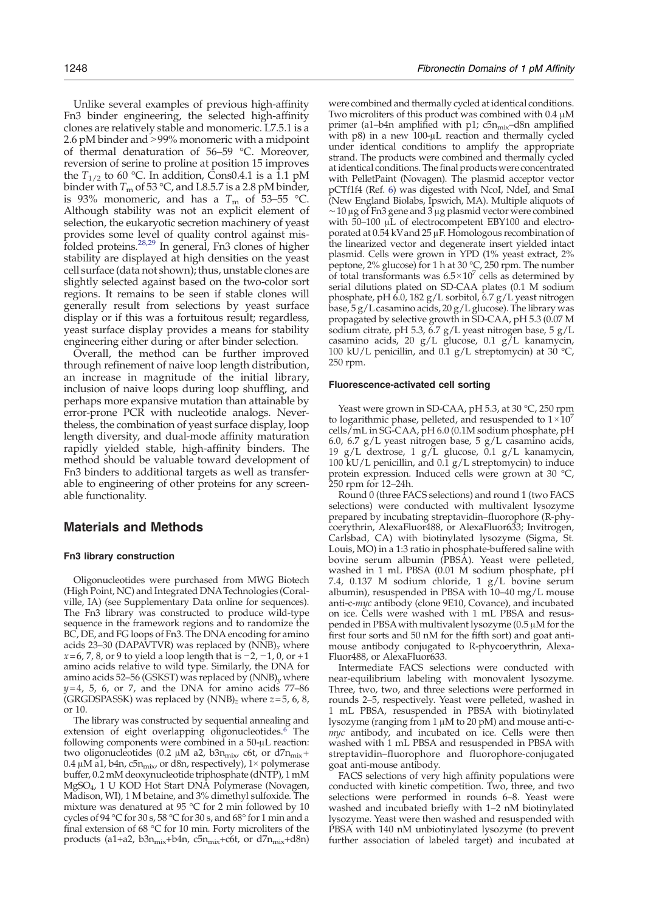Unlike several examples of previous high-affinity Fn3 binder engineering, the selected high-affinity clones are relatively stable and monomeric. L7.5.1 is a 2.6 pM binder and >99% monomeric with a midpoint of thermal denaturation of 56–59 °C. Moreover, reversion of serine to proline at position 15 improves the $T_{1/2}$ to 60 °C. In addition, Cons0.4.1 is a 1.1 pM binder with $T_m$ of 53 °C, and L8.5.7 is a 2.8 pM binder, is 93% monomeric, and has a $T_m$ of 53–55 °C. Although stability was not an explicit element of selection, the eukaryotic secretion machinery of yeast provides some level of quality control against misfolded proteins.[28,29] In general, Fn3 clones of higher stability are displayed at high densities on the yeast cell surface (data not shown); thus, unstable clones are slightly selected against based on the two-color sort regions. It remains to be seen if stable clones will generally result from selections by yeast surface display or if this was a fortuitous result; regardless, yeast surface display provides a means for stability engineering either during or after binder selection.

Overall, the method can be further improved through refinement of naive loop length distribution, an increase in magnitude of the initial library, inclusion of naive loops during loop shuffling, and perhaps more expansive mutation than attainable by error-prone PCR with nucleotide analogs. Nevertheless, the combination of yeast surface display, loop length diversity, and dual-mode affinity maturation rapidly yielded stable, high-affinity binders. The method should be valuable toward development of Fn3 binders to additional targets as well as transferable to engineering of other proteins for any screenable functionality.

## Materials and Methods

### Fn3 library construction

Oligonucleotides were purchased from MWG Biotech (High Point, NC) and Integrated DNA Technologies (Coralville, IA) (see Supplementary Data online for sequences). The Fn3 library was constructed to produce wild-type sequence in the framework regions and to randomize the BC, DE, and FG loops of Fn3. The DNA encoding for amino acids 23–30 (DAPAVTVR) was replaced by $(NNB)_x$ where $x=6$, 7, 8, or 9 to yield a loop length that is −2, −1, 0, or +1 amino acids relative to wild type. Similarly, the DNA for amino acids 52–56 (GSKST) was replaced by $(NNB)_y$ where $y=4$, 5, 6, or 7, and the DNA for amino acids 77–86 (GRGDSPASSK) was replaced by $(NNB)_z$ where $z=5$, 6, 8, or 10.

The library was constructed by sequential annealing and extension of eight overlapping oligonucleotides.[6] The following components were combined in a 50-μL reaction: two oligonucleotides (0.2 μM a2, b3$n_{mix}$, c6t, or d7$n_{mix}$ + 0.4 μM a1, b4n, c5$n_{mix}$, or d8n, respectively), 1× polymerase buffer, 0.2 mM deoxynucleotide triphosphate (dNTP), 1 mM $MgSO_4$, 1 U KOD Hot Start DNA Polymerase (Novagen, Madison, WI), 1 M betaine, and 3% dimethyl sulfoxide. The mixture was denatured at 95 °C for 2 min followed by 10 cycles of 94 °C for 30 s, 58 °C for 30 s, and 68° for 1 min and a final extension of 68 °C for 10 min. Forty microliters of the products (a1+a2, b3$n_{mix}$+b4n, c5$n_{mix}$+c6t, or d7$n_{mix}$+d8n) were combined and thermally cycled at identical conditions. Two microliters of this product was combined with 0.4 μM primer (a1–b4n amplified with p1; c5$n_{mix}$–d8n amplified with p8) in a new 100-μL reaction and thermally cycled under identical conditions to amplify the appropriate strand. The products were combined and thermally cycled at identical conditions. The final products were concentrated with PelletPaint (Novagen). The plasmid acceptor vector pCTf1f4 (Ref. 6) was digested with NcoI, NdeI, and SmaI (New England Biolabs, Ipswich, MA). Multiple aliquots of ~10 μg of Fn3 gene and 3 μg plasmid vector were combined with 50–100 μL of electrocompetent EBY100 and electroporated at 0.54 kV and 25 μF. Homologous recombination of the linearized vector and degenerate insert yielded intact plasmid. Cells were grown in YPD (1% yeast extract, 2% peptone, 2% glucose) for 1 h at 30 °C, 250 rpm. The number of total transformants was $6.5\times10^7$ cells as determined by serial dilutions plated on SD-CAA plates (0.1 M sodium phosphate, pH 6.0, 182 g/L sorbitol, 6.7 g/L yeast nitrogen base, 5 g/L casamino acids, 20 g/L glucose). The library was propagated by selective growth in SD-CAA, pH 5.3 (0.07 M sodium citrate, pH 5.3, 6.7 g/L yeast nitrogen base, 5 g/L casamino acids, 20 g/L glucose, 0.1 g/L kanamycin, 100 kU/L penicillin, and 0.1 g/L streptomycin) at 30 °C, 250 rpm.

### Fluorescence-activated cell sorting

Yeast were grown in SD-CAA, pH 5.3, at 30 °C, 250 rpm to logarithmic phase, pelleted, and resuspended to $1\times10^7$ cells/mL in SG-CAA, pH 6.0 (0.1M sodium phosphate, pH 6.0, 6.7 g/L yeast nitrogen base, 5 g/L casamino acids, 19 g/L dextrose, 1 g/L glucose, 0.1 g/L kanamycin, 100 kU/L penicillin, and 0.1 g/L streptomycin) to induce protein expression. Induced cells were grown at 30 °C, 250 rpm for 12–24h.

Round 0 (three FACS selections) and round 1 (two FACS selections) were conducted with multivalent lysozyme prepared by incubating streptavidin–fluorophore (R-phycoerythrin, AlexaFluor488, or AlexaFluor633; Invitrogen, Carlsbad, CA) with biotinylated lysozyme (Sigma, St. Louis, MO) in a 1:3 ratio in phosphate-buffered saline with bovine serum albumin (PBSA). Yeast were pelleted, washed in 1 mL PBSA (0.01 M sodium phosphate, pH 7.4, 0.137 M sodium chloride, 1 g/L bovine serum albumin), resuspended in PBSA with 10–40 mg/L mouse anti-c-*myc* antibody (clone 9E10, Covance), and incubated on ice. Cells were washed with 1 mL PBSA and resuspended in PBSA with multivalent lysozyme (0.5 μM for the first four sorts and 50 nM for the fifth sort) and goat anti-mouse antibody conjugated to R-phycoerythrin, AlexaFluor488, or AlexaFluor633.

Intermediate FACS selections were conducted with near-equilibrium labeling with monovalent lysozyme. Three, two, two, and three selections were performed in rounds 2–5, respectively. Yeast were pelleted, washed in 1 mL PBSA, resuspended in PBSA with biotinylated lysozyme (ranging from 1 μM to 20 pM) and mouse anti-c-*myc* antibody, and incubated on ice. Cells were then washed with 1 mL PBSA and resuspended in PBSA with streptavidin–fluorophore and fluorophore-conjugated goat anti-mouse antibody.

FACS selections of very high affinity populations were conducted with kinetic competition. Two, three, and two selections were performed in rounds 6–8. Yeast were washed and incubated briefly with 1–2 nM biotinylated lysozyme. Yeast were then washed and resuspended with PBSA with 140 nM unbiotinylated lysozyme (to prevent further association of labeled target) and incubated at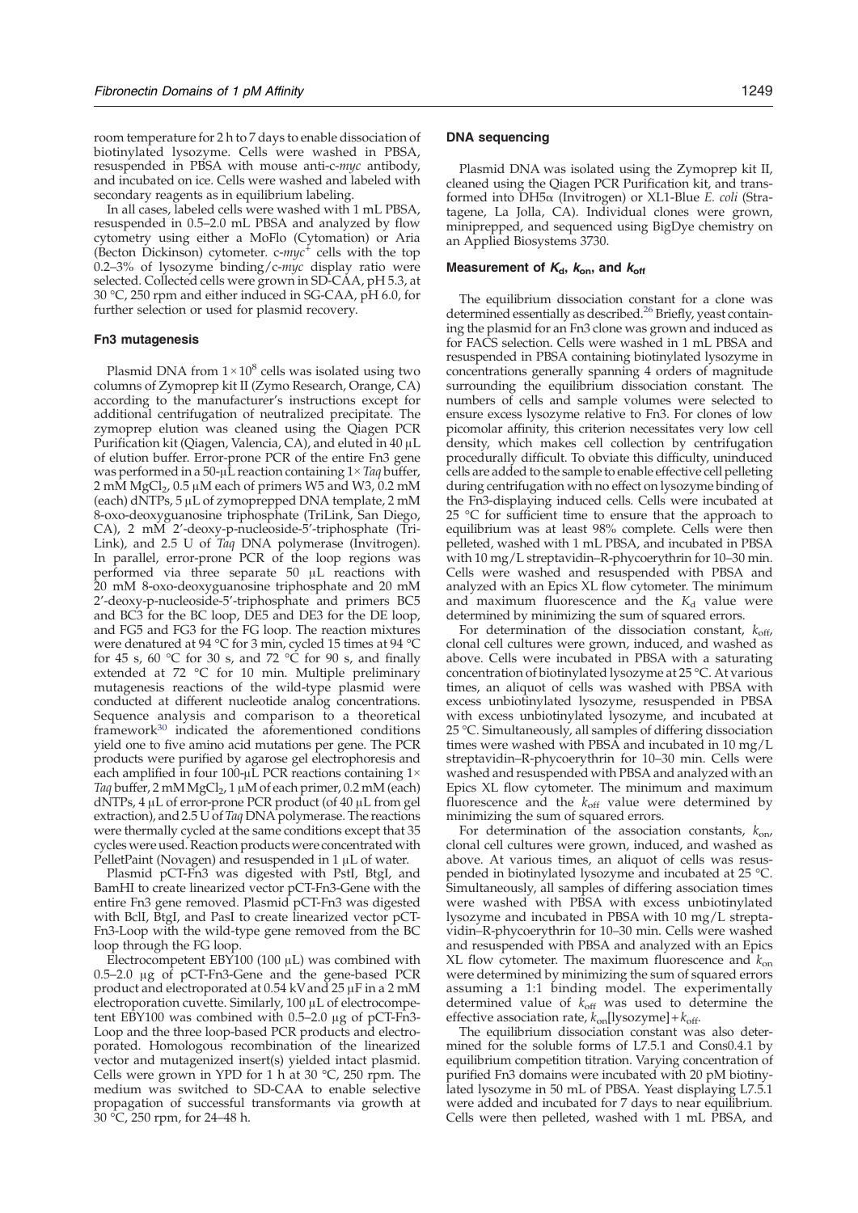room temperature for 2 h to 7 days to enable dissociation of biotinylated lysozyme. Cells were washed in PBSA, resuspended in PBSA with mouse anti-c-*myc* antibody, and incubated on ice. Cells were washed and labeled with secondary reagents as in equilibrium labeling.

In all cases, labeled cells were washed with 1 mL PBSA, resuspended in 0.5–2.0 mL PBSA and analyzed by flow cytometry using either a MoFlo (Cytomation) or Aria (Becton Dickinson) cytometer. c-*myc*$^+$ cells with the top 0.2–3% of lysozyme binding/c-*myc* display ratio were selected. Collected cells were grown in SD-CAA, pH 5.3, at 30 °C, 250 rpm and either induced in SG-CAA, pH 6.0, for further selection or used for plasmid recovery.

### Fn3 mutagenesis

Plasmid DNA from $1\times10^8$ cells was isolated using two columns of Zymoprep kit II (Zymo Research, Orange, CA) according to the manufacturer's instructions except for additional centrifugation of neutralized precipitate. The zymoprep elution was cleaned using the Qiagen PCR Purification kit (Qiagen, Valencia, CA), and eluted in 40 μL of elution buffer. Error-prone PCR of the entire Fn3 gene was performed in a 50-μL reaction containing 1× *Taq* buffer, 2 mM $MgCl_2$, 0.5 μM each of primers W5 and W3, 0.2 mM (each) dNTPs, 5 μL of zymoprepped DNA template, 2 mM 8-oxo-deoxyguanosine triphosphate (TriLink, San Diego, CA), 2 mM 2′-deoxy-p-nucleoside-5′-triphosphate (TriLink), and 2.5 U of *Taq* DNA polymerase (Invitrogen). In parallel, error-prone PCR of the loop regions was performed via three separate 50 μL reactions with 20 mM 8-oxo-deoxyguanosine triphosphate and 20 mM 2′-deoxy-p-nucleoside-5′-triphosphate and primers BC5 and BC3 for the BC loop, DE5 and DE3 for the DE loop, and FG5 and FG3 for the FG loop. The reaction mixtures were denatured at 94 °C for 3 min, cycled 15 times at 94 °C for 45 s, 60 °C for 30 s, and 72 °C for 90 s, and finally extended at 72 °C for 10 min. Multiple preliminary mutagenesis reactions of the wild-type plasmid were conducted at different nucleotide analog concentrations. Sequence analysis and comparison to a theoretical framework[30] indicated the aforementioned conditions yield one to five amino acid mutations per gene. The PCR products were purified by agarose gel electrophoresis and each amplified in four 100-μL PCR reactions containing 1× *Taq* buffer, 2 mM $MgCl_2$, 1 μM of each primer, 0.2 mM (each) dNTPs, 4 μL of error-prone PCR product (of 40 μL from gel extraction), and 2.5 U of *Taq* DNA polymerase. The reactions were thermally cycled at the same conditions except that 35 cycles were used. Reaction products were concentrated with PelletPaint (Novagen) and resuspended in 1 μL of water.

Plasmid pCT-Fn3 was digested with PstI, BtgI, and BamHI to create linearized vector pCT-Fn3-Gene with the entire Fn3 gene removed. Plasmid pCT-Fn3 was digested with BclI, BtgI, and PasI to create linearized vector pCT-Fn3-Loop with the wild-type gene removed from the BC loop through the FG loop.

Electrocompetent EBY100 (100 μL) was combined with 0.5–2.0 μg of pCT-Fn3-Gene and the gene-based PCR product and electroporated at 0.54 kV and 25 μF in a 2 mM electroporation cuvette. Similarly, 100 μL of electrocompetent EBY100 was combined with 0.5–2.0 μg of pCT-Fn3-Loop and the three loop-based PCR products and electroporated. Homologous recombination of the linearized vector and mutagenized insert(s) yielded intact plasmid. Cells were grown in YPD for 1 h at 30 °C, 250 rpm. The medium was switched to SD-CAA to enable selective propagation of successful transformants via growth at 30 °C, 250 rpm, for 24–48 h.

### DNA sequencing

Plasmid DNA was isolated using the Zymoprep kit II, cleaned using the Qiagen PCR Purification kit, and transformed into DH5α (Invitrogen) or XL1-Blue *E. coli* (Stratagene, La Jolla, CA). Individual clones were grown, miniprepped, and sequenced using BigDye chemistry on an Applied Biosystems 3730.

### Measurement of $K_d$, $k_{on}$, and $k_{off}$

The equilibrium dissociation constant for a clone was determined essentially as described.[26] Briefly, yeast containing the plasmid for an Fn3 clone was grown and induced as for FACS selection. Cells were washed in 1 mL PBSA and resuspended in PBSA containing biotinylated lysozyme in concentrations generally spanning 4 orders of magnitude surrounding the equilibrium dissociation constant. The numbers of cells and sample volumes were selected to ensure excess lysozyme relative to Fn3. For clones of low picomolar affinity, this criterion necessitates very low cell density, which makes cell collection by centrifugation procedurally difficult. To obviate this difficulty, uninduced cells are added to the sample to enable effective cell pelleting during centrifugation with no effect on lysozyme binding of the Fn3-displaying induced cells. Cells were incubated at 25 °C for sufficient time to ensure that the approach to equilibrium was at least 98% complete. Cells were then pelleted, washed with 1 mL PBSA, and incubated in PBSA with 10 mg/L streptavidin–R-phycoerythrin for 10–30 min. Cells were washed and resuspended with PBSA and analyzed with an Epics XL flow cytometer. The minimum and maximum fluorescence and the $K_d$ value were determined by minimizing the sum of squared errors.

For determination of the dissociation constant, $k_{off}$, clonal cell cultures were grown, induced, and washed as above. Cells were incubated in PBSA with a saturating concentration of biotinylated lysozyme at 25 °C. At various times, an aliquot of cells was washed with PBSA with excess unbiotinylated lysozyme, resuspended in PBSA with excess unbiotinylated lysozyme, and incubated at 25 °C. Simultaneously, all samples of differing dissociation times were washed with PBSA and incubated in 10 mg/L streptavidin–R-phycoerythrin for 10–30 min. Cells were washed and resuspended with PBSA and analyzed with an Epics XL flow cytometer. The minimum and maximum fluorescence and the $k_{off}$ value were determined by minimizing the sum of squared errors.

For determination of the association constants, $k_{on}$, clonal cell cultures were grown, induced, and washed as above. At various times, an aliquot of cells was resuspended in biotinylated lysozyme and incubated at 25 °C. Simultaneously, all samples of differing association times were washed with PBSA with excess unbiotinylated lysozyme and incubated in PBSA with 10 mg/L streptavidin–R-phycoerythrin for 10–30 min. Cells were washed and resuspended with PBSA and analyzed with an Epics XL flow cytometer. The maximum fluorescence and $k_{on}$ were determined by minimizing the sum of squared errors assuming a 1:1 binding model. The experimentally determined value of $k_{off}$ was used to determine the effective association rate, $k_{on}$[lysozyme]+$k_{off}$.

The equilibrium dissociation constant was also determined for the soluble forms of L7.5.1 and Cons0.4.1 by equilibrium competition titration. Varying concentration of purified Fn3 domains were incubated with 20 pM biotinylated lysozyme in 50 mL of PBSA. Yeast displaying L7.5.1 were added and incubated for 7 days to near equilibrium. Cells were then pelleted, washed with 1 mL PBSA, and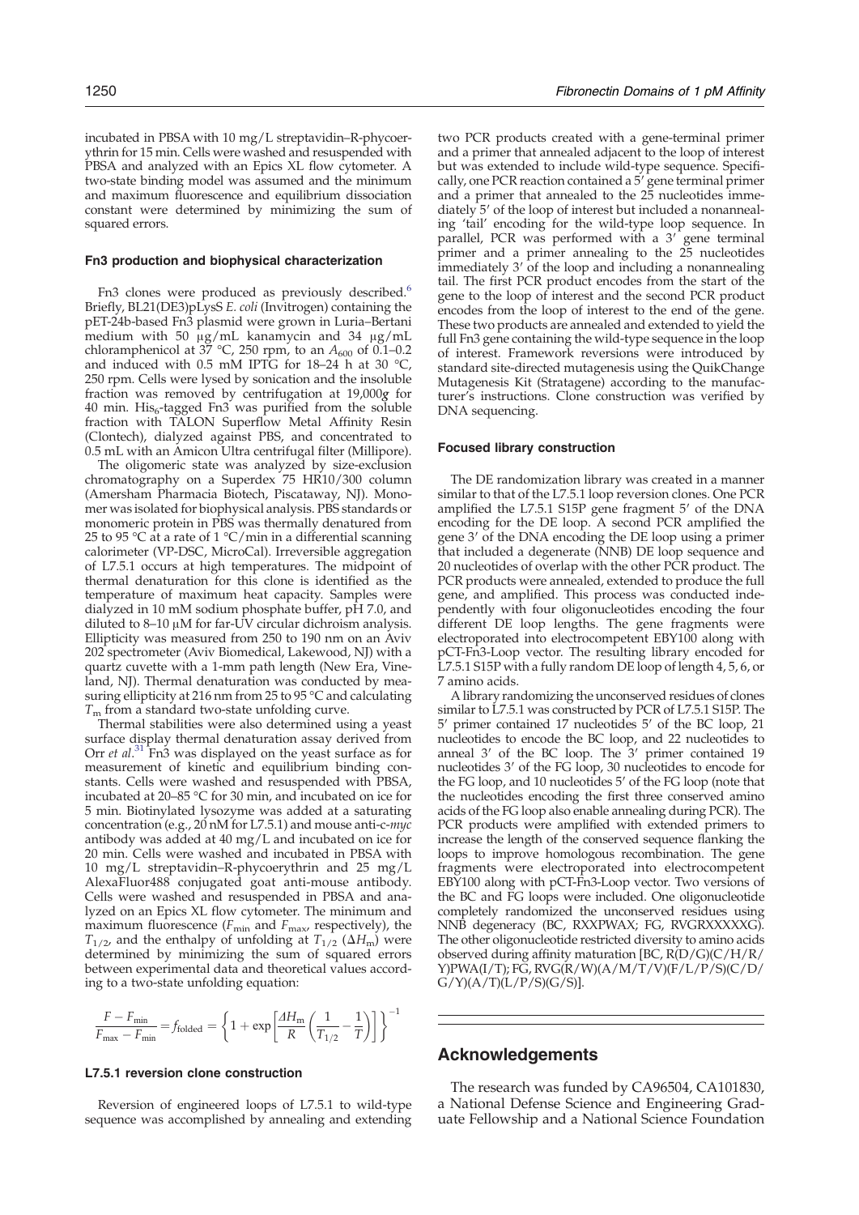incubated in PBSA with 10 mg/L streptavidin–R-phycoerythrin for 15 min. Cells were washed and resuspended with PBSA and analyzed with an Epics XL flow cytometer. A two-state binding model was assumed and the minimum and maximum fluorescence and equilibrium dissociation constant were determined by minimizing the sum of squared errors.

#### Fn3 production and biophysical characterization

Fn3 clones were produced as previously described.[6] Briefly, BL21(DE3)pLysS *E. coli* (Invitrogen) containing the pET-24b-based Fn3 plasmid were grown in Luria–Bertani medium with 50 μg/mL kanamycin and 34 μg/mL chloramphenicol at 37 °C, 250 rpm, to an $A_{600}$ of 0.1–0.2 and induced with 0.5 mM IPTG for 18–24 h at 30 °C, 250 rpm. Cells were lysed by sonication and the insoluble fraction was removed by centrifugation at 19,000*g* for 40 min. $His_6$-tagged Fn3 was purified from the soluble fraction with TALON Superflow Metal Affinity Resin (Clontech), dialyzed against PBS, and concentrated to 0.5 mL with an Amicon Ultra centrifugal filter (Millipore).

The oligomeric state was analyzed by size-exclusion chromatography on a Superdex 75 HR10/300 column (Amersham Pharmacia Biotech, Piscataway, NJ). Monomer was isolated for biophysical analysis. PBS standards or monomeric protein in PBS was thermally denatured from 25 to 95 °C at a rate of 1 °C/min in a differential scanning calorimeter (VP-DSC, MicroCal). Irreversible aggregation of L7.5.1 occurs at high temperatures. The midpoint of thermal denaturation for this clone is identified as the temperature of maximum heat capacity. Samples were dialyzed in 10 mM sodium phosphate buffer, pH 7.0, and diluted to 8–10 μM for far-UV circular dichroism analysis. Ellipticity was measured from 250 to 190 nm on an Aviv 202 spectrometer (Aviv Biomedical, Lakewood, NJ) with a quartz cuvette with a 1-mm path length (New Era, Vineland, NJ). Thermal denaturation was conducted by measuring ellipticity at 216 nm from 25 to 95 °C and calculating $T_m$ from a standard two-state unfolding curve.

Thermal stabilities were also determined using a yeast surface display thermal denaturation assay derived from Orr *et al.*[31] Fn3 was displayed on the yeast surface as for measurement of kinetic and equilibrium binding constants. Cells were washed and resuspended with PBSA, incubated at 20–85 °C for 30 min, and incubated on ice for 5 min. Biotinylated lysozyme was added at a saturating concentration (e.g., 20 nM for L7.5.1) and mouse anti-c-*myc* antibody was added at 40 mg/L and incubated on ice for 20 min. Cells were washed and incubated in PBSA with 10 mg/L streptavidin–R-phycoerythrin and 25 mg/L AlexaFluor488 conjugated goat anti-mouse antibody. Cells were washed and resuspended in PBSA and analyzed on an Epics XL flow cytometer. The minimum and maximum fluorescence ($F_{min}$ and $F_{max}$, respectively), the $T_{1/2}$, and the enthalpy of unfolding at $T_{1/2}$ ($\Delta H_m$) were determined by minimizing the sum of squared errors between experimental data and theoretical values according to a two-state unfolding equation:

$$\frac{F - F_{min}}{F_{max} - F_{min}} = f_{folded} = \left\{1 + \exp\left[\frac{\Delta H_m}{R}\left(\frac{1}{T_{1/2}} - \frac{1}{T}\right)\right]\right\}^{-1}$$

#### L7.5.1 reversion clone construction

Reversion of engineered loops of L7.5.1 to wild-type sequence was accomplished by annealing and extending two PCR products created with a gene-terminal primer and a primer that annealed adjacent to the loop of interest but was extended to include wild-type sequence. Specifically, one PCR reaction contained a 5′ gene terminal primer and a primer that annealed to the 25 nucleotides immediately 5′ of the loop of interest but included a nonannealing 'tail' encoding for the wild-type loop sequence. In parallel, PCR was performed with a 3′ gene terminal primer and a primer annealing to the 25 nucleotides immediately 3′ of the loop and including a nonannealing tail. The first PCR product encodes from the start of the gene to the loop of interest and the second PCR product encodes from the loop of interest to the end of the gene. These two products are annealed and extended to yield the full Fn3 gene containing the wild-type sequence in the loop of interest. Framework reversions were introduced by standard site-directed mutagenesis using the QuikChange Mutagenesis Kit (Stratagene) according to the manufacturer's instructions. Clone construction was verified by DNA sequencing.

#### Focused library construction

The DE randomization library was created in a manner similar to that of the L7.5.1 loop reversion clones. One PCR amplified the L7.5.1 S15P gene fragment 5′ of the DNA encoding for the DE loop. A second PCR amplified the gene 3′ of the DNA encoding the DE loop using a primer that included a degenerate (NNB) DE loop sequence and 20 nucleotides of overlap with the other PCR product. The PCR products were annealed, extended to produce the full gene, and amplified. This process was conducted independently with four oligonucleotides encoding the four different DE loop lengths. The gene fragments were electroporated into electrocompetent EBY100 along with pCT-Fn3-Loop vector. The resulting library encoded for L7.5.1 S15P with a fully random DE loop of length 4, 5, 6, or 7 amino acids.

A library randomizing the unconserved residues of clones similar to L7.5.1 was constructed by PCR of L7.5.1 S15P. The 5′ primer contained 17 nucleotides 5′ of the BC loop, 21 nucleotides to encode the BC loop, and 22 nucleotides to anneal 3′ of the BC loop. The 3′ primer contained 19 nucleotides 3′ of the FG loop, 30 nucleotides to encode for the FG loop, and 10 nucleotides 5′ of the FG loop (note that the nucleotides encoding the first three conserved amino acids of the FG loop also enable annealing during PCR). The PCR products were amplified with extended primers to increase the length of the conserved sequence flanking the loops to improve homologous recombination. The gene fragments were electroporated into electrocompetent EBY100 along with pCT-Fn3-Loop vector. Two versions of the BC and FG loops were included. One oligonucleotide completely randomized the unconserved residues using NNB degeneracy (BC, RXXPWAX; FG, RVGRXXXXXG). The other oligonucleotide restricted diversity to amino acids observed during affinity maturation [BC, R(D/G)(C/H/R/Y)PWA(I/T); FG, RVG(R/W)(A/M/T/V)(F/L/P/S)(C/D/G/Y)(A/T)(L/P/S)(G/S)].

## Acknowledgements

The research was funded by CA96504, CA101830, a National Defense Science and Engineering Graduate Fellowship and a National Science Foundation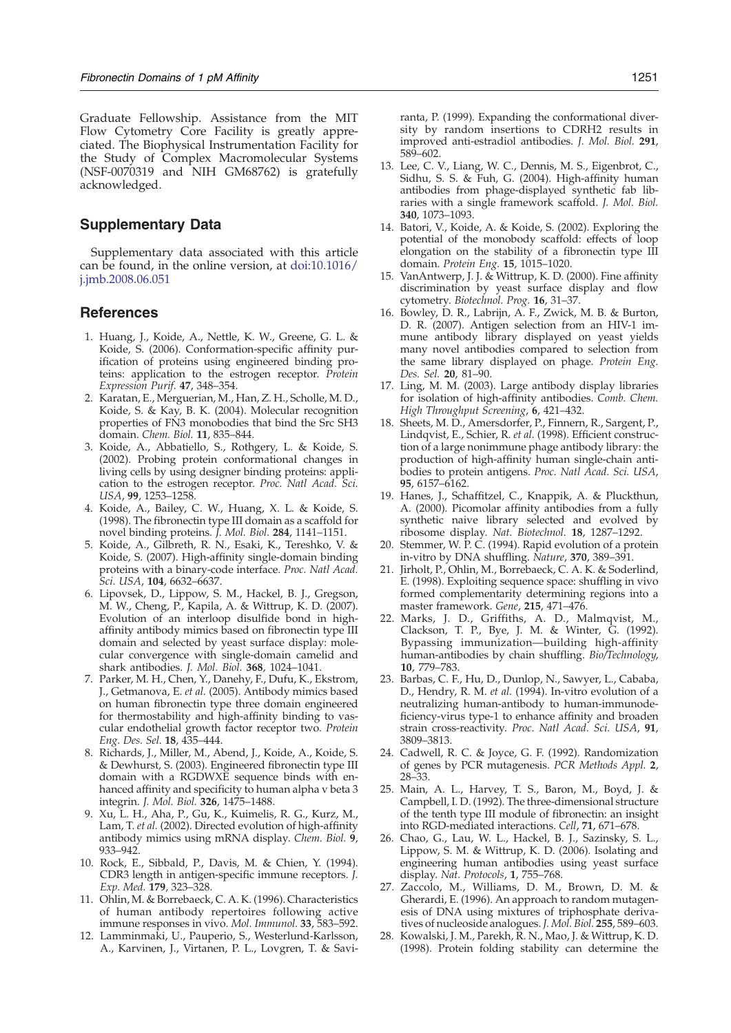Graduate Fellowship. Assistance from the MIT Flow Cytometry Core Facility is greatly appreciated. The Biophysical Instrumentation Facility for the Study of Complex Macromolecular Systems (NSF-0070319 and NIH GM68762) is gratefully acknowledged.

## Supplementary Data

Supplementary data associated with this article can be found, in the online version, at doi:10.1016/j.jmb.2008.06.051

## References

1. Huang, J., Koide, A., Nettle, K. W., Greene, G. L. & Koide, S. (2006). Conformation-specific affinity purification of proteins using engineered binding proteins: application to the estrogen receptor. *Protein Expression Purif.* **47**, 348–354.
2. Karatan, E., Merguerian, M., Han, Z. H., Scholle, M. D., Koide, S. & Kay, B. K. (2004). Molecular recognition properties of FN3 monobodies that bind the Src SH3 domain. *Chem. Biol.* **11**, 835–844.
3. Koide, A., Abbatiello, S., Rothgery, L. & Koide, S. (2002). Probing protein conformational changes in living cells by using designer binding proteins: application to the estrogen receptor. *Proc. Natl Acad. Sci. USA*, **99**, 1253–1258.
4. Koide, A., Bailey, C. W., Huang, X. L. & Koide, S. (1998). The fibronectin type III domain as a scaffold for novel binding proteins. *J. Mol. Biol.* **284**, 1141–1151.
5. Koide, A., Gilbreth, R. N., Esaki, K., Tereshko, V. & Koide, S. (2007). High-affinity single-domain binding proteins with a binary-code interface. *Proc. Natl Acad. Sci. USA*, **104**, 6632–6637.
6. Lipovsek, D., Lippow, S. M., Hackel, B. J., Gregson, M. W., Cheng, P., Kapila, A. & Wittrup, K. D. (2007). Evolution of an interloop disulfide bond in high-affinity antibody mimics based on fibronectin type III domain and selected by yeast surface display: molecular convergence with single-domain camelid and shark antibodies. *J. Mol. Biol.* **368**, 1024–1041.
7. Parker, M. H., Chen, Y., Danehy, F., Dufu, K., Ekstrom, J., Getmanova, E. *et al.* (2005). Antibody mimics based on human fibronectin type three domain engineered for thermostability and high-affinity binding to vascular endothelial growth factor receptor two. *Protein Eng. Des. Sel.* **18**, 435–444.
8. Richards, J., Miller, M., Abend, J., Koide, A., Koide, S. & Dewhurst, S. (2003). Engineered fibronectin type III domain with a RGDWXE sequence binds with enhanced affinity and specificity to human alpha v beta 3 integrin. *J. Mol. Biol.* **326**, 1475–1488.
9. Xu, L. H., Aha, P., Gu, K., Kuimelis, R. G., Kurz, M., Lam, T. *et al.* (2002). Directed evolution of high-affinity antibody mimics using mRNA display. *Chem. Biol.* **9**, 933–942.
10. Rock, E., Sibbald, P., Davis, M. & Chien, Y. (1994). CDR3 length in antigen-specific immune receptors. *J. Exp. Med.* **179**, 323–328.
11. Ohlin, M. & Borrebaeck, C. A. K. (1996). Characteristics of human antibody repertoires following active immune responses in vivo. *Mol. Immunol.* **33**, 583–592.
12. Lamminmaki, U., Pauperio, S., Westerlund-Karlsson, A., Karvinen, J., Virtanen, P. L., Lovgren, T. & Saviranta, P. (1999). Expanding the conformational diversity by random insertions to CDRH2 results in improved anti-estradiol antibodies. *J. Mol. Biol.* **291**, 589–602.
13. Lee, C. V., Liang, W. C., Dennis, M. S., Eigenbrot, C., Sidhu, S. S. & Fuh, G. (2004). High-affinity human antibodies from phage-displayed synthetic fab libraries with a single framework scaffold. *J. Mol. Biol.* **340**, 1073–1093.
14. Batori, V., Koide, A. & Koide, S. (2002). Exploring the potential of the monobody scaffold: effects of loop elongation on the stability of a fibronectin type III domain. *Protein Eng.* **15**, 1015–1020.
15. VanAntwerp, J. J. & Wittrup, K. D. (2000). Fine affinity discrimination by yeast surface display and flow cytometry. *Biotechnol. Prog.* **16**, 31–37.
16. Bowley, D. R., Labrijn, A. F., Zwick, M. B. & Burton, D. R. (2007). Antigen selection from an HIV-1 immune antibody library displayed on yeast yields many novel antibodies compared to selection from the same library displayed on phage. *Protein Eng. Des. Sel.* **20**, 81–90.
17. Ling, M. M. (2003). Large antibody display libraries for isolation of high-affinity antibodies. *Comb. Chem. High Throughput Screening*, **6**, 421–432.
18. Sheets, M. D., Amersdorfer, P., Finnern, R., Sargent, P., Lindqvist, E., Schier, R. *et al.* (1998). Efficient construction of a large nonimmune phage antibody library: the production of high-affinity human single-chain antibodies to protein antigens. *Proc. Natl Acad. Sci. USA*, **95**, 6157–6162.
19. Hanes, J., Schaffitzel, C., Knappik, A. & Pluckthun, A. (2000). Picomolar affinity antibodies from a fully synthetic naive library selected and evolved by ribosome display. *Nat. Biotechnol.* **18**, 1287–1292.
20. Stemmer, W. P. C. (1994). Rapid evolution of a protein in-vitro by DNA shuffling. *Nature*, **370**, 389–391.
21. Jirholt, P., Ohlin, M., Borrebaeck, C. A. K. & Soderlind, E. (1998). Exploiting sequence space: shuffling in vivo formed complementarity determining regions into a master framework. *Gene*, **215**, 471–476.
22. Marks, J. D., Griffiths, A. D., Malmqvist, M., Clackson, T. P., Bye, J. M. & Winter, G. (1992). Bypassing immunization—building high-affinity human-antibodies by chain shuffling. *Bio/Technology*, **10**, 779–783.
23. Barbas, C. F., Hu, D., Dunlop, N., Sawyer, L., Cababa, D., Hendry, R. M. *et al.* (1994). In-vitro evolution of a neutralizing human-antibody to human-immunodeficiency-virus type-1 to enhance affinity and broaden strain cross-reactivity. *Proc. Natl Acad. Sci. USA*, **91**, 3809–3813.
24. Cadwell, R. C. & Joyce, G. F. (1992). Randomization of genes by PCR mutagenesis. *PCR Methods Appl.* **2**, 28–33.
25. Main, A. L., Harvey, T. S., Baron, M., Boyd, J. & Campbell, I. D. (1992). The three-dimensional structure of the tenth type III module of fibronectin: an insight into RGD-mediated interactions. *Cell*, **71**, 671–678.
26. Chao, G., Lau, W. L., Hackel, B. J., Sazinsky, S. L., Lippow, S. M. & Wittrup, K. D. (2006). Isolating and engineering human antibodies using yeast surface display. *Nat. Protocols*, **1**, 755–768.
27. Zaccolo, M., Williams, D. M., Brown, D. M. & Gherardi, E. (1996). An approach to random mutagenesis of DNA using mixtures of triphosphate derivatives of nucleoside analogues. *J. Mol. Biol.* **255**, 589–603.
28. Kowalski, J. M., Parekh, R. N., Mao, J. & Wittrup, K. D. (1998). Protein folding stability can determine the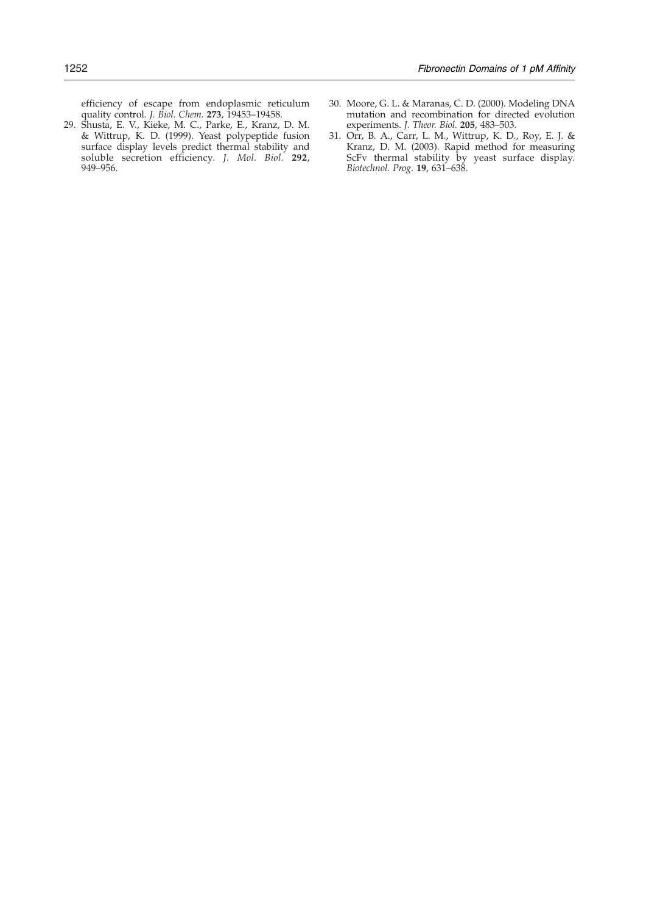efficiency of escape from endoplasmic reticulum quality control. *J. Biol. Chem.* **273**, 19453–19458.

29. Shusta, E. V., Kieke, M. C., Parke, E., Kranz, D. M. & Wittrup, K. D. (1999). Yeast polypeptide fusion surface display levels predict thermal stability and soluble secretion efficiency. *J. Mol. Biol.* **292**, 949–956.
30. Moore, G. L. & Maranas, C. D. (2000). Modeling DNA mutation and recombination for directed evolution experiments. *J. Theor. Biol.* **205**, 483–503.
31. Orr, B. A., Carr, L. M., Wittrup, K. D., Roy, E. J. & Kranz, D. M. (2003). Rapid method for measuring ScFv thermal stability by yeast surface display. *Biotechnol. Prog.* **19**, 631–638.